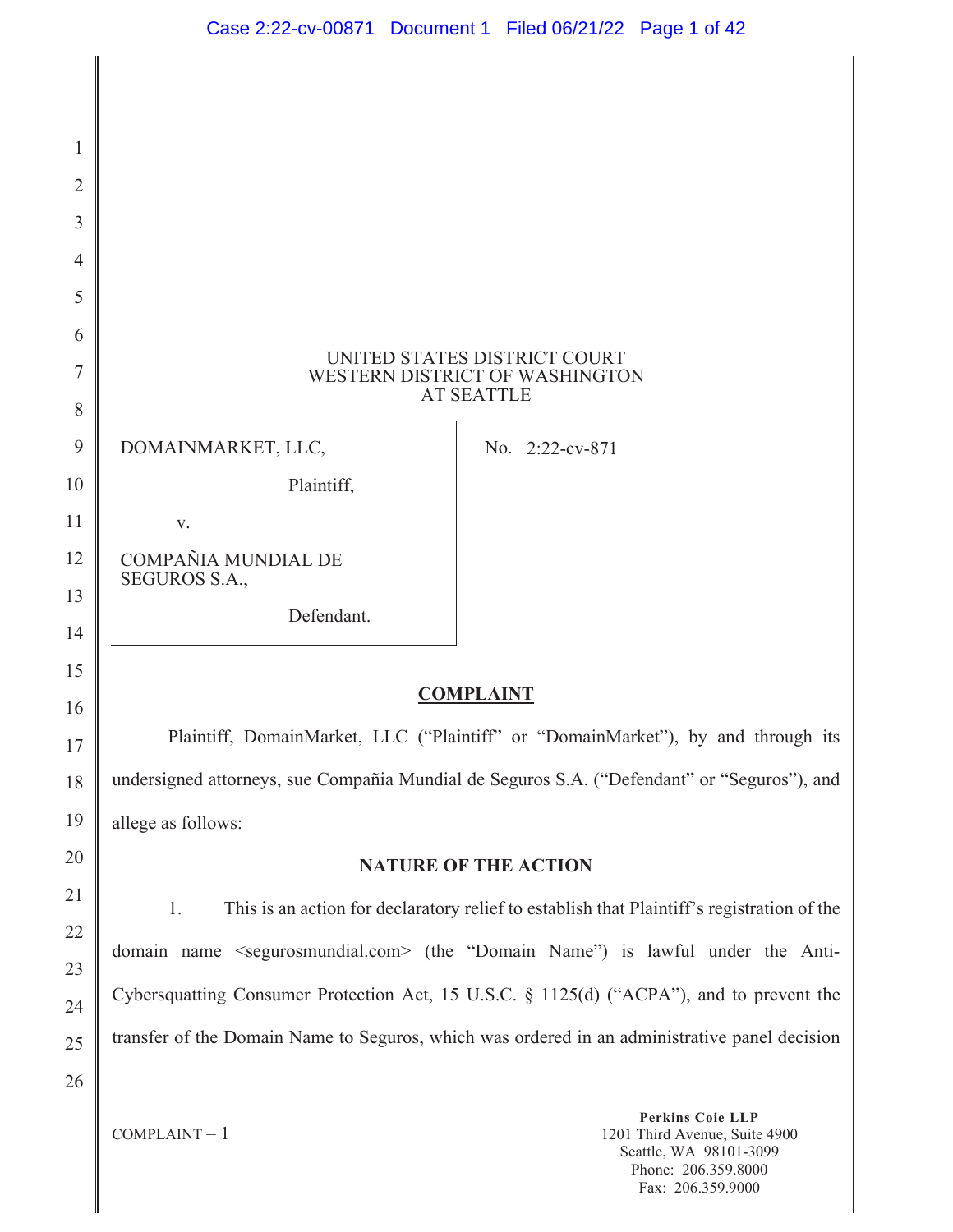UNITED STATES DISTRICT COURT
WESTERN DISTRICT OF WASHINGTON
AT SEATTLE

DOMAINMARKET, LLC,

Plaintiff,

v.

COMPAÑIA MUNDIAL DE SEGUROS S.A.,

Defendant.

No. 2:22-cv-871

## COMPLAINT

Plaintiff, DomainMarket, LLC ("Plaintiff" or "DomainMarket"), by and through its undersigned attorneys, sue Compañia Mundial de Seguros S.A. ("Defendant" or "Seguros"), and allege as follows:

### NATURE OF THE ACTION

1. This is an action for declaratory relief to establish that Plaintiff's registration of the domain name <segurosmundial.com> (the "Domain Name") is lawful under the Anti-Cybersquatting Consumer Protection Act, 15 U.S.C. § 1125(d) ("ACPA"), and to prevent the transfer of the Domain Name to Seguros, which was ordered in an administrative panel decision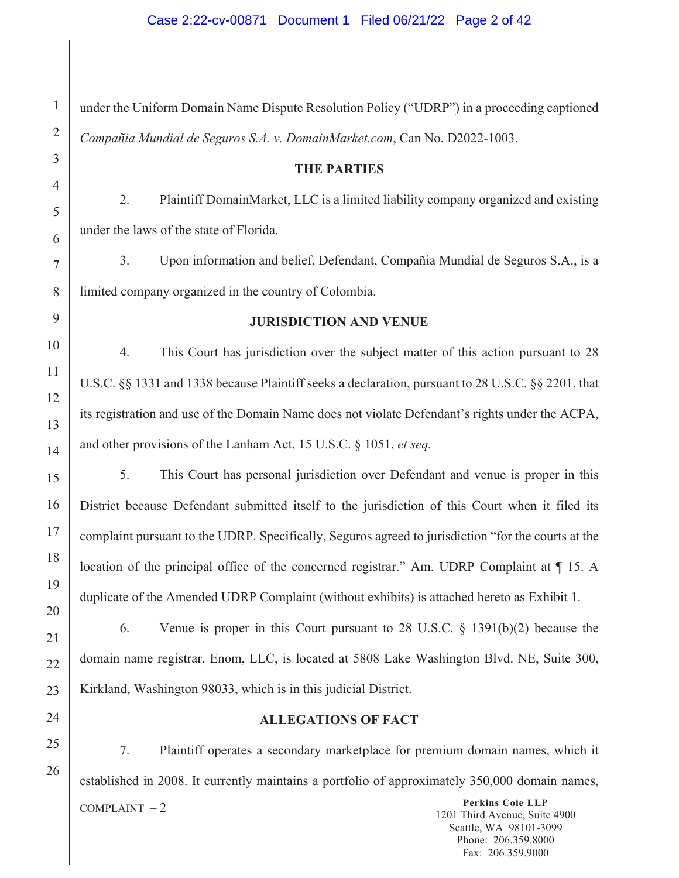under the Uniform Domain Name Dispute Resolution Policy ("UDRP") in a proceeding captioned *Compañia Mundial de Seguros S.A. v. DomainMarket.com*, Can No. D2022-1003.

**THE PARTIES**

2. Plaintiff DomainMarket, LLC is a limited liability company organized and existing under the laws of the state of Florida.

3. Upon information and belief, Defendant, Compañia Mundial de Seguros S.A., is a limited company organized in the country of Colombia.

**JURISDICTION AND VENUE**

4. This Court has jurisdiction over the subject matter of this action pursuant to 28 U.S.C. §§ 1331 and 1338 because Plaintiff seeks a declaration, pursuant to 28 U.S.C. §§ 2201, that its registration and use of the Domain Name does not violate Defendant's rights under the ACPA, and other provisions of the Lanham Act, 15 U.S.C. § 1051, *et seq.*

5. This Court has personal jurisdiction over Defendant and venue is proper in this District because Defendant submitted itself to the jurisdiction of this Court when it filed its complaint pursuant to the UDRP. Specifically, Seguros agreed to jurisdiction "for the courts at the location of the principal office of the concerned registrar." Am. UDRP Complaint at ¶ 15. A duplicate of the Amended UDRP Complaint (without exhibits) is attached hereto as Exhibit 1.

6. Venue is proper in this Court pursuant to 28 U.S.C. § 1391(b)(2) because the domain name registrar, Enom, LLC, is located at 5808 Lake Washington Blvd. NE, Suite 300, Kirkland, Washington 98033, which is in this judicial District.

**ALLEGATIONS OF FACT**

7. Plaintiff operates a secondary marketplace for premium domain names, which it established in 2008. It currently maintains a portfolio of approximately 350,000 domain names,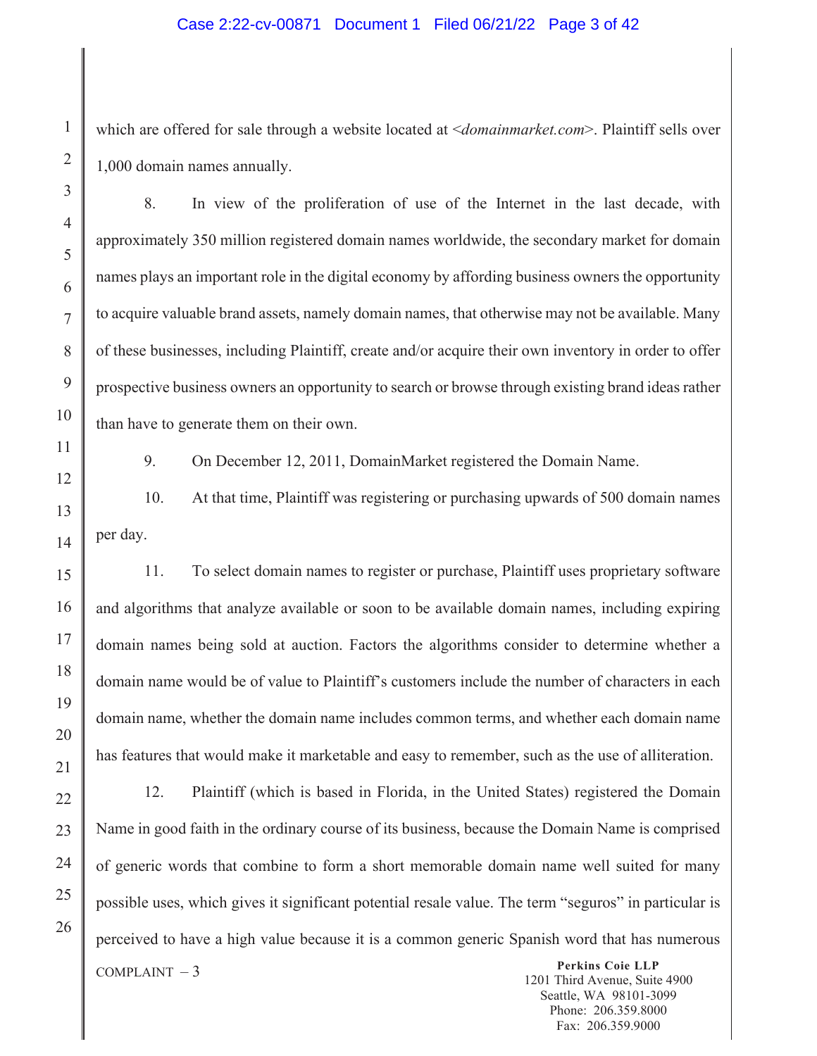which are offered for sale through a website located at <*domainmarket.com*>. Plaintiff sells over 1,000 domain names annually.

8. In view of the proliferation of use of the Internet in the last decade, with approximately 350 million registered domain names worldwide, the secondary market for domain names plays an important role in the digital economy by affording business owners the opportunity to acquire valuable brand assets, namely domain names, that otherwise may not be available. Many of these businesses, including Plaintiff, create and/or acquire their own inventory in order to offer prospective business owners an opportunity to search or browse through existing brand ideas rather than have to generate them on their own.

9. On December 12, 2011, DomainMarket registered the Domain Name.

10. At that time, Plaintiff was registering or purchasing upwards of 500 domain names per day.

11. To select domain names to register or purchase, Plaintiff uses proprietary software and algorithms that analyze available or soon to be available domain names, including expiring domain names being sold at auction. Factors the algorithms consider to determine whether a domain name would be of value to Plaintiff's customers include the number of characters in each domain name, whether the domain name includes common terms, and whether each domain name has features that would make it marketable and easy to remember, such as the use of alliteration.

12. Plaintiff (which is based in Florida, in the United States) registered the Domain Name in good faith in the ordinary course of its business, because the Domain Name is comprised of generic words that combine to form a short memorable domain name well suited for many possible uses, which gives it significant potential resale value. The term "seguros" in particular is perceived to have a high value because it is a common generic Spanish word that has numerous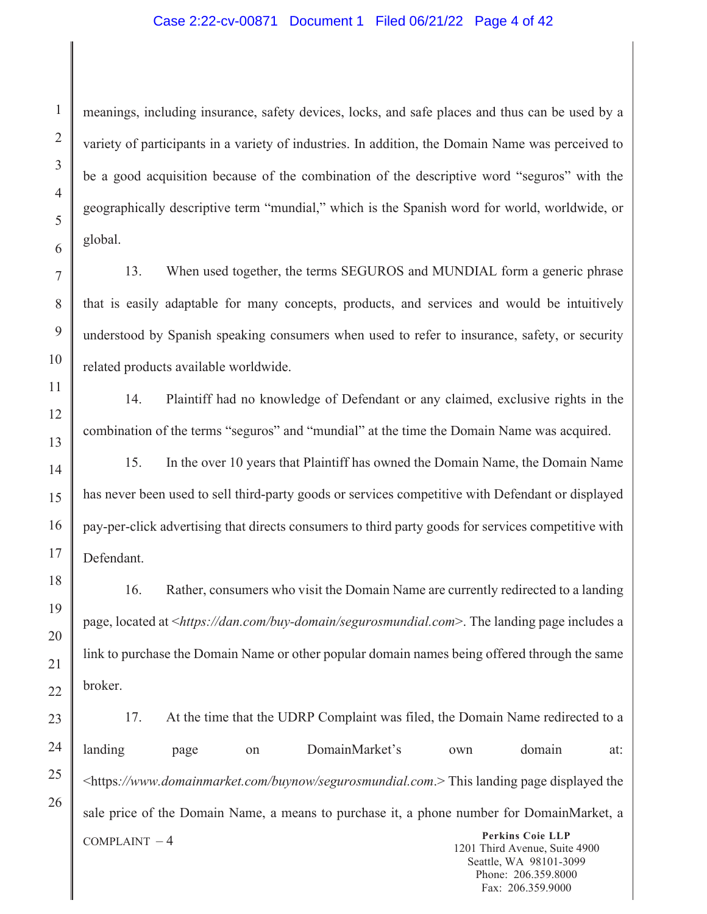meanings, including insurance, safety devices, locks, and safe places and thus can be used by a variety of participants in a variety of industries. In addition, the Domain Name was perceived to be a good acquisition because of the combination of the descriptive word "seguros" with the geographically descriptive term "mundial," which is the Spanish word for world, worldwide, or global.

13. When used together, the terms SEGUROS and MUNDIAL form a generic phrase that is easily adaptable for many concepts, products, and services and would be intuitively understood by Spanish speaking consumers when used to refer to insurance, safety, or security related products available worldwide.

14. Plaintiff had no knowledge of Defendant or any claimed, exclusive rights in the combination of the terms "seguros" and "mundial" at the time the Domain Name was acquired.

15. In the over 10 years that Plaintiff has owned the Domain Name, the Domain Name has never been used to sell third-party goods or services competitive with Defendant or displayed pay-per-click advertising that directs consumers to third party goods for services competitive with Defendant.

16. Rather, consumers who visit the Domain Name are currently redirected to a landing page, located at <*https://dan.com/buy-domain/segurosmundial.com*>. The landing page includes a link to purchase the Domain Name or other popular domain names being offered through the same broker.

17. At the time that the UDRP Complaint was filed, the Domain Name redirected to a landing page on DomainMarket's own domain at: <https*://www.domainmarket.com/buynow/segurosmundial.com*.> This landing page displayed the sale price of the Domain Name, a means to purchase it, a phone number for DomainMarket, a

COMPLAINT – 4

**Perkins Coie LLP**
1201 Third Avenue, Suite 4900
Seattle, WA 98101-3099
Phone: 206.359.8000
Fax: 206.359.9000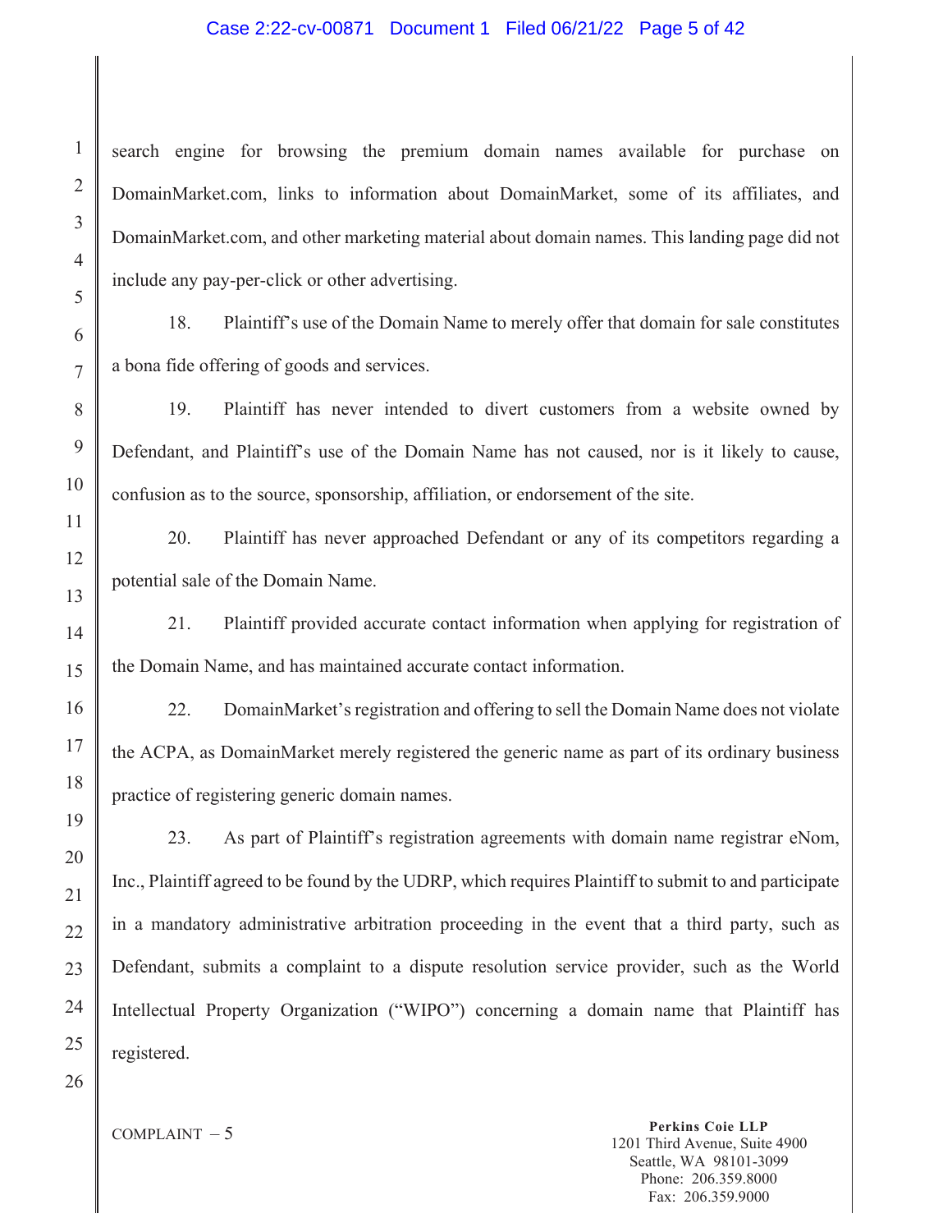search engine for browsing the premium domain names available for purchase on DomainMarket.com, links to information about DomainMarket, some of its affiliates, and DomainMarket.com, and other marketing material about domain names. This landing page did not include any pay-per-click or other advertising.

18. Plaintiff's use of the Domain Name to merely offer that domain for sale constitutes a bona fide offering of goods and services.

19. Plaintiff has never intended to divert customers from a website owned by Defendant, and Plaintiff's use of the Domain Name has not caused, nor is it likely to cause, confusion as to the source, sponsorship, affiliation, or endorsement of the site.

20. Plaintiff has never approached Defendant or any of its competitors regarding a potential sale of the Domain Name.

21. Plaintiff provided accurate contact information when applying for registration of the Domain Name, and has maintained accurate contact information.

22. DomainMarket's registration and offering to sell the Domain Name does not violate the ACPA, as DomainMarket merely registered the generic name as part of its ordinary business practice of registering generic domain names.

23. As part of Plaintiff's registration agreements with domain name registrar eNom, Inc., Plaintiff agreed to be found by the UDRP, which requires Plaintiff to submit to and participate in a mandatory administrative arbitration proceeding in the event that a third party, such as Defendant, submits a complaint to a dispute resolution service provider, such as the World Intellectual Property Organization ("WIPO") concerning a domain name that Plaintiff has registered.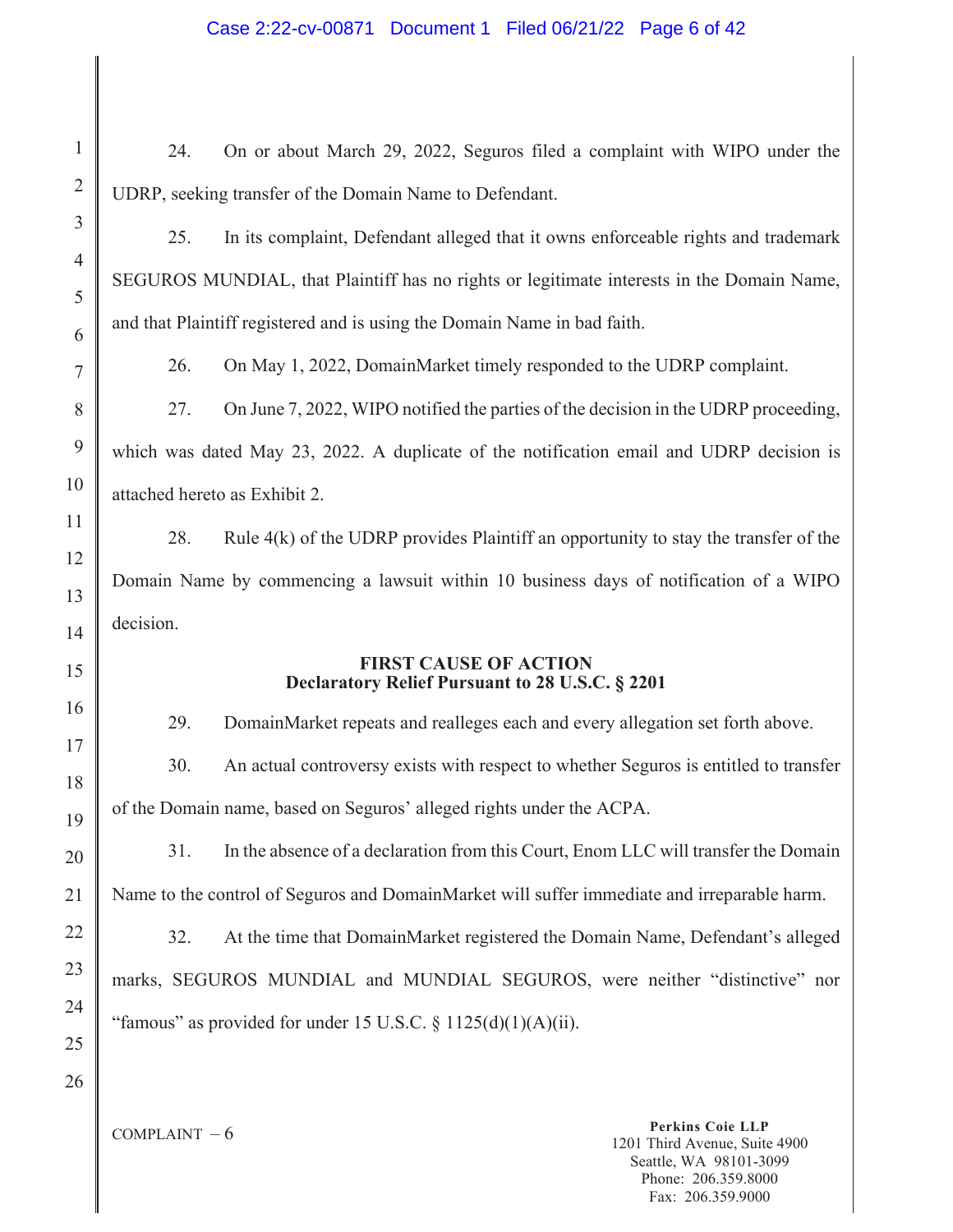24. On or about March 29, 2022, Seguros filed a complaint with WIPO under the UDRP, seeking transfer of the Domain Name to Defendant.

25. In its complaint, Defendant alleged that it owns enforceable rights and trademark SEGUROS MUNDIAL, that Plaintiff has no rights or legitimate interests in the Domain Name, and that Plaintiff registered and is using the Domain Name in bad faith.

26. On May 1, 2022, DomainMarket timely responded to the UDRP complaint.

27. On June 7, 2022, WIPO notified the parties of the decision in the UDRP proceeding, which was dated May 23, 2022. A duplicate of the notification email and UDRP decision is attached hereto as Exhibit 2.

28. Rule 4(k) of the UDRP provides Plaintiff an opportunity to stay the transfer of the Domain Name by commencing a lawsuit within 10 business days of notification of a WIPO decision.

**FIRST CAUSE OF ACTION**
**Declaratory Relief Pursuant to 28 U.S.C. § 2201**

29. DomainMarket repeats and realleges each and every allegation set forth above.

30. An actual controversy exists with respect to whether Seguros is entitled to transfer of the Domain name, based on Seguros' alleged rights under the ACPA.

31. In the absence of a declaration from this Court, Enom LLC will transfer the Domain Name to the control of Seguros and DomainMarket will suffer immediate and irreparable harm.

32. At the time that DomainMarket registered the Domain Name, Defendant's alleged marks, SEGUROS MUNDIAL and MUNDIAL SEGUROS, were neither "distinctive" nor "famous" as provided for under 15 U.S.C. § 1125(d)(1)(A)(ii).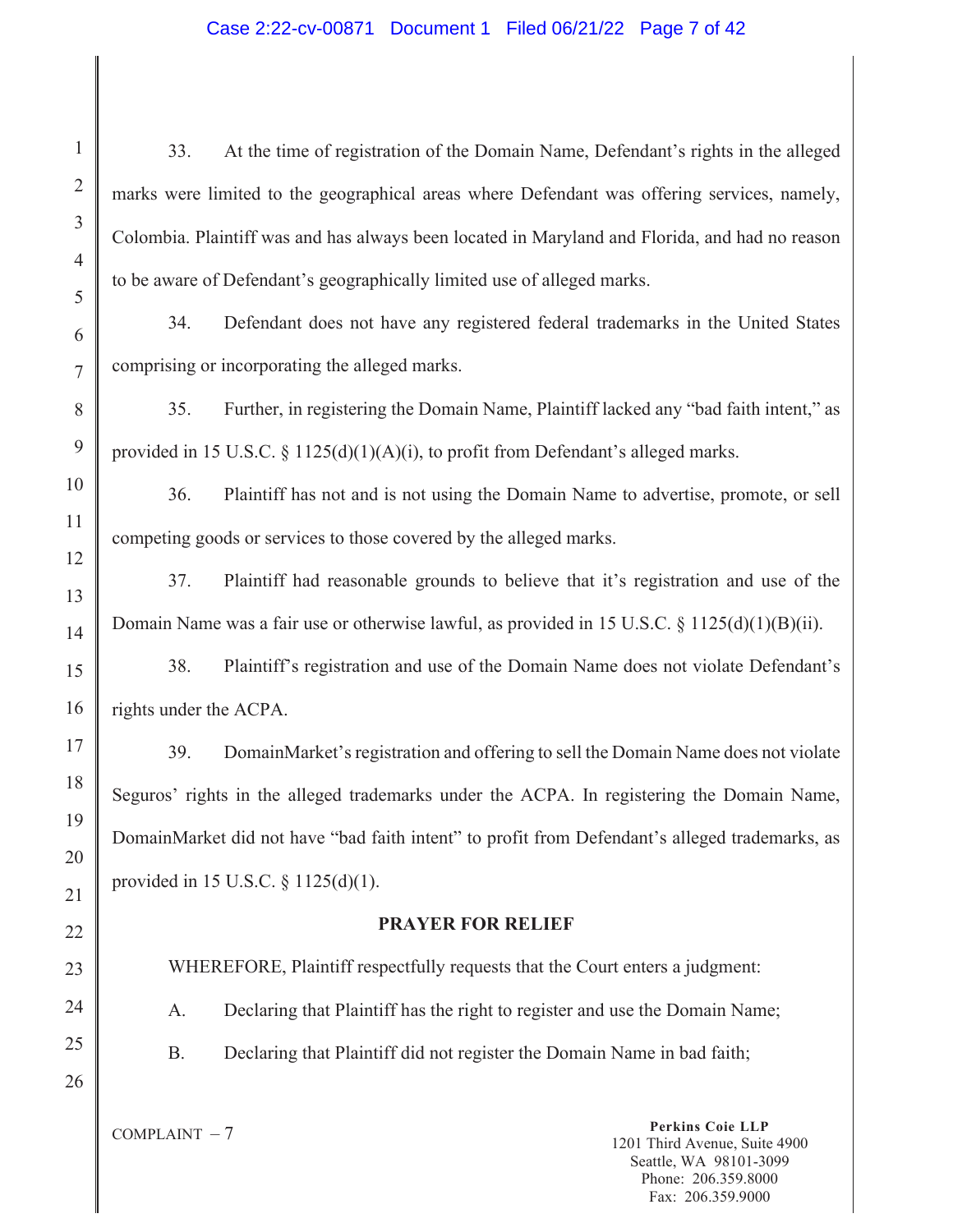33. At the time of registration of the Domain Name, Defendant's rights in the alleged marks were limited to the geographical areas where Defendant was offering services, namely, Colombia. Plaintiff was and has always been located in Maryland and Florida, and had no reason to be aware of Defendant's geographically limited use of alleged marks.

34. Defendant does not have any registered federal trademarks in the United States comprising or incorporating the alleged marks.

35. Further, in registering the Domain Name, Plaintiff lacked any "bad faith intent," as provided in 15 U.S.C. § 1125(d)(1)(A)(i), to profit from Defendant's alleged marks.

36. Plaintiff has not and is not using the Domain Name to advertise, promote, or sell competing goods or services to those covered by the alleged marks.

37. Plaintiff had reasonable grounds to believe that it's registration and use of the Domain Name was a fair use or otherwise lawful, as provided in 15 U.S.C. § 1125(d)(1)(B)(ii).

38. Plaintiff's registration and use of the Domain Name does not violate Defendant's rights under the ACPA.

39. DomainMarket's registration and offering to sell the Domain Name does not violate Seguros' rights in the alleged trademarks under the ACPA. In registering the Domain Name, DomainMarket did not have "bad faith intent" to profit from Defendant's alleged trademarks, as provided in 15 U.S.C. § 1125(d)(1).

## PRAYER FOR RELIEF

WHEREFORE, Plaintiff respectfully requests that the Court enters a judgment:

A. Declaring that Plaintiff has the right to register and use the Domain Name;

B. Declaring that Plaintiff did not register the Domain Name in bad faith;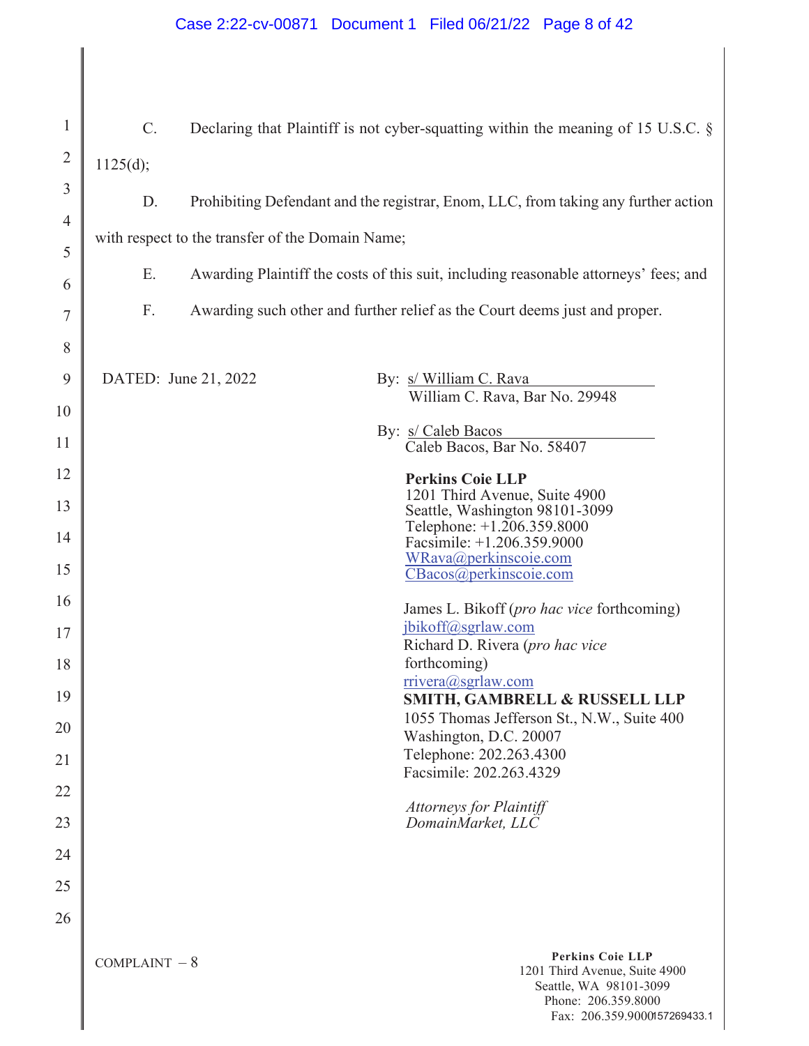C. Declaring that Plaintiff is not cyber-squatting within the meaning of 15 U.S.C. § 1125(d);

D. Prohibiting Defendant and the registrar, Enom, LLC, from taking any further action with respect to the transfer of the Domain Name;

E. Awarding Plaintiff the costs of this suit, including reasonable attorneys' fees; and

F. Awarding such other and further relief as the Court deems just and proper.

DATED: June 21, 2022

By: s/ William C. Rava
William C. Rava, Bar No. 29948

By: s/ Caleb Bacos
Caleb Bacos, Bar No. 58407

**Perkins Coie LLP**
1201 Third Avenue, Suite 4900
Seattle, Washington 98101-3099
Telephone: +1.206.359.8000
Facsimile: +1.206.359.9000
WRava@perkinscoie.com
CBacos@perkinscoie.com

James L. Bikoff (*pro hac vice* forthcoming)
jbikoff@sgrlaw.com
Richard D. Rivera (*pro hac vice* forthcoming)
rrivera@sgrlaw.com
**SMITH, GAMBRELL & RUSSELL LLP**
1055 Thomas Jefferson St., N.W., Suite 400
Washington, D.C. 20007
Telephone: 202.263.4300
Facsimile: 202.263.4329

*Attorneys for Plaintiff DomainMarket, LLC*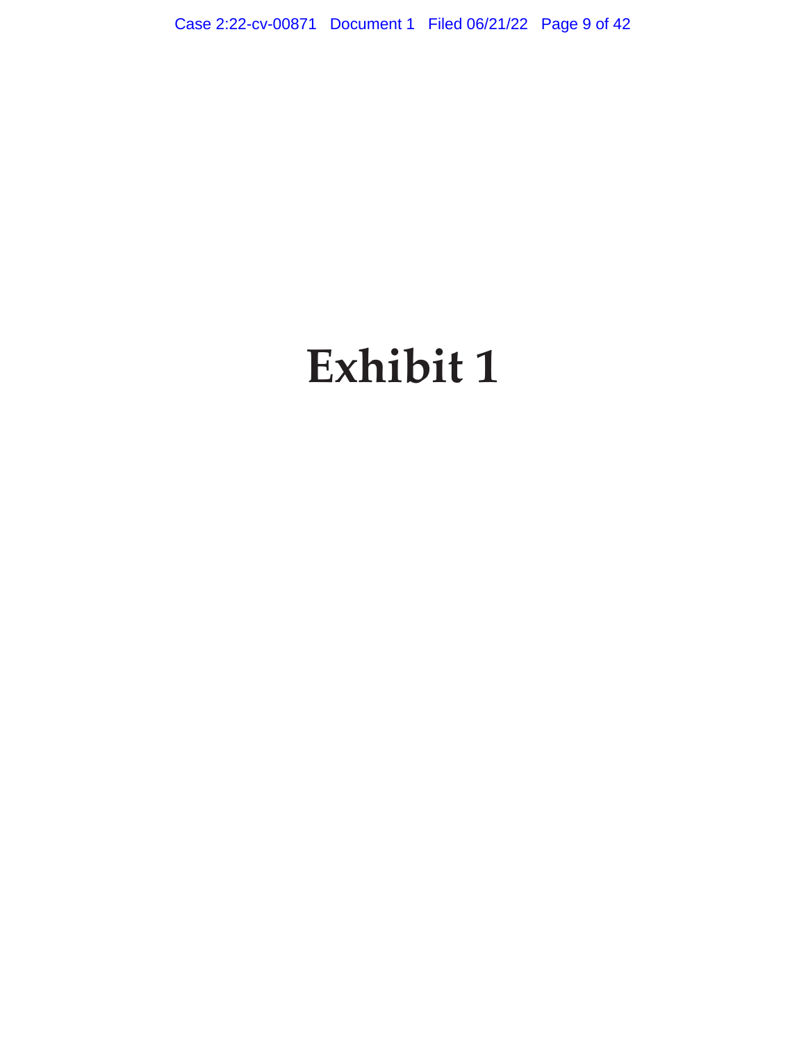# Exhibit 1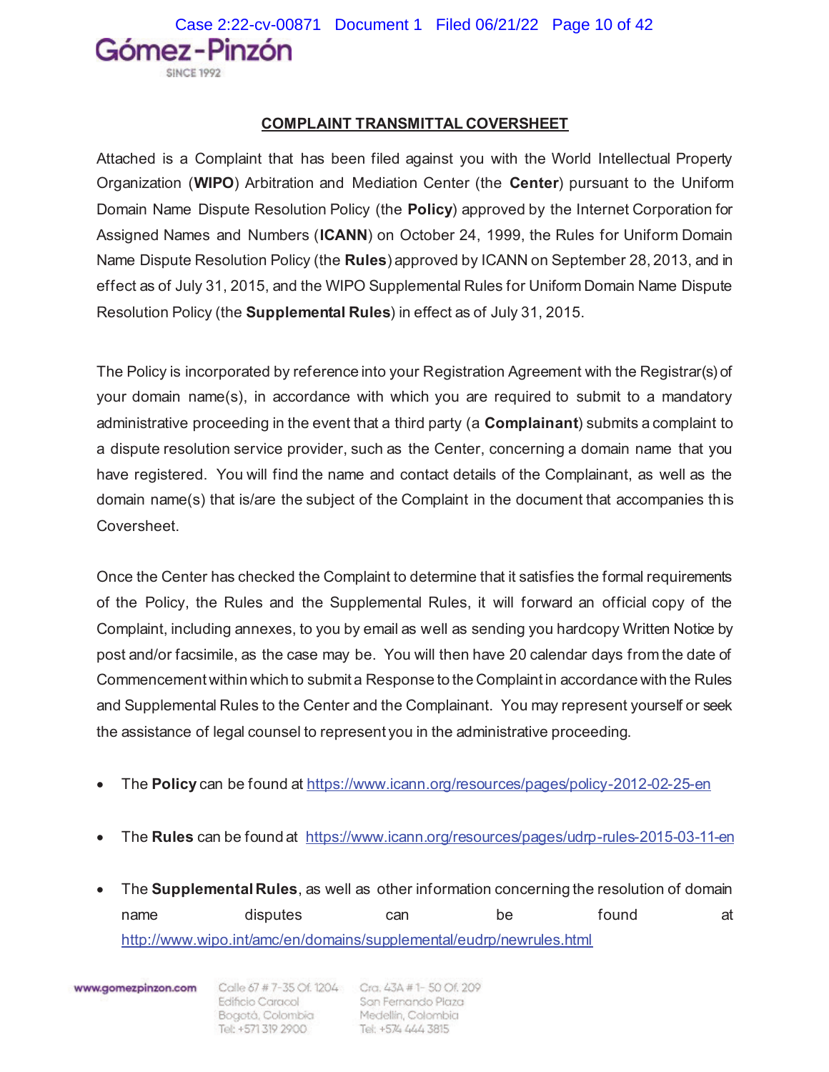Gómez-Pinzón
SINCE 1992

**COMPLAINT TRANSMITTAL COVERSHEET**

Attached is a Complaint that has been filed against you with the World Intellectual Property Organization (**WIPO**) Arbitration and Mediation Center (the **Center**) pursuant to the Uniform Domain Name Dispute Resolution Policy (the **Policy**) approved by the Internet Corporation for Assigned Names and Numbers (**ICANN**) on October 24, 1999, the Rules for Uniform Domain Name Dispute Resolution Policy (the **Rules**) approved by ICANN on September 28, 2013, and in effect as of July 31, 2015, and the WIPO Supplemental Rules for Uniform Domain Name Dispute Resolution Policy (the **Supplemental Rules**) in effect as of July 31, 2015.

The Policy is incorporated by reference into your Registration Agreement with the Registrar(s) of your domain name(s), in accordance with which you are required to submit to a mandatory administrative proceeding in the event that a third party (a **Complainant**) submits a complaint to a dispute resolution service provider, such as the Center, concerning a domain name that you have registered. You will find the name and contact details of the Complainant, as well as the domain name(s) that is/are the subject of the Complaint in the document that accompanies this Coversheet.

Once the Center has checked the Complaint to determine that it satisfies the formal requirements of the Policy, the Rules and the Supplemental Rules, it will forward an official copy of the Complaint, including annexes, to you by email as well as sending you hardcopy Written Notice by post and/or facsimile, as the case may be. You will then have 20 calendar days from the date of Commencement within which to submit a Response to the Complaint in accordance with the Rules and Supplemental Rules to the Center and the Complainant. You may represent yourself or seek the assistance of legal counsel to represent you in the administrative proceeding.

- The **Policy** can be found at https://www.icann.org/resources/pages/policy-2012-02-25-en
- The **Rules** can be found at https://www.icann.org/resources/pages/udrp-rules-2015-03-11-en
- The **Supplemental Rules**, as well as other information concerning the resolution of domain name disputes can be found at http://www.wipo.int/amc/en/domains/supplemental/eudrp/newrules.html

www.gomezpinzon.com

Calle 67 # 7-35 Of. 1204
Edificio Caracol
Bogotá, Colombia
Tel: +571 319 2900

Cra. 43A # 1- 50 Of. 209
San Fernando Plaza
Medellín, Colombia
Tel: +574 444 3815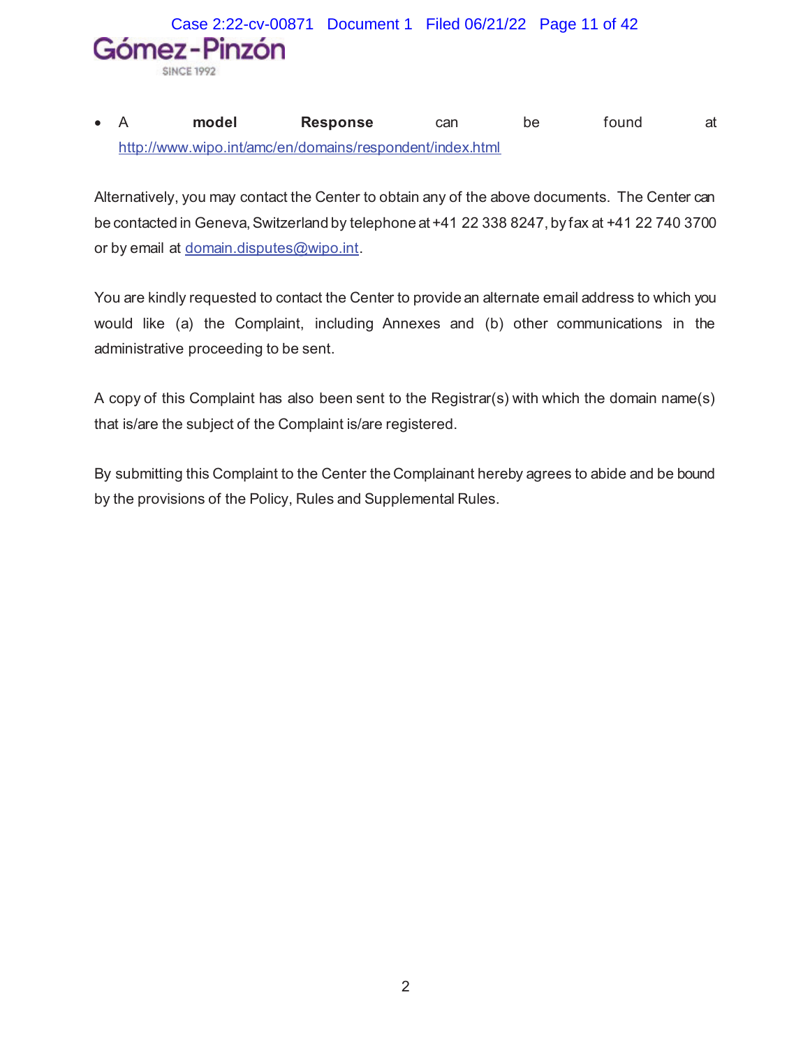- A **model Response** can be found at http://www.wipo.int/amc/en/domains/respondent/index.html

Alternatively, you may contact the Center to obtain any of the above documents. The Center can be contacted in Geneva, Switzerland by telephone at +41 22 338 8247, by fax at +41 22 740 3700 or by email at domain.disputes@wipo.int.

You are kindly requested to contact the Center to provide an alternate email address to which you would like (a) the Complaint, including Annexes and (b) other communications in the administrative proceeding to be sent.

A copy of this Complaint has also been sent to the Registrar(s) with which the domain name(s) that is/are the subject of the Complaint is/are registered.

By submitting this Complaint to the Center the Complainant hereby agrees to abide and be bound by the provisions of the Policy, Rules and Supplemental Rules.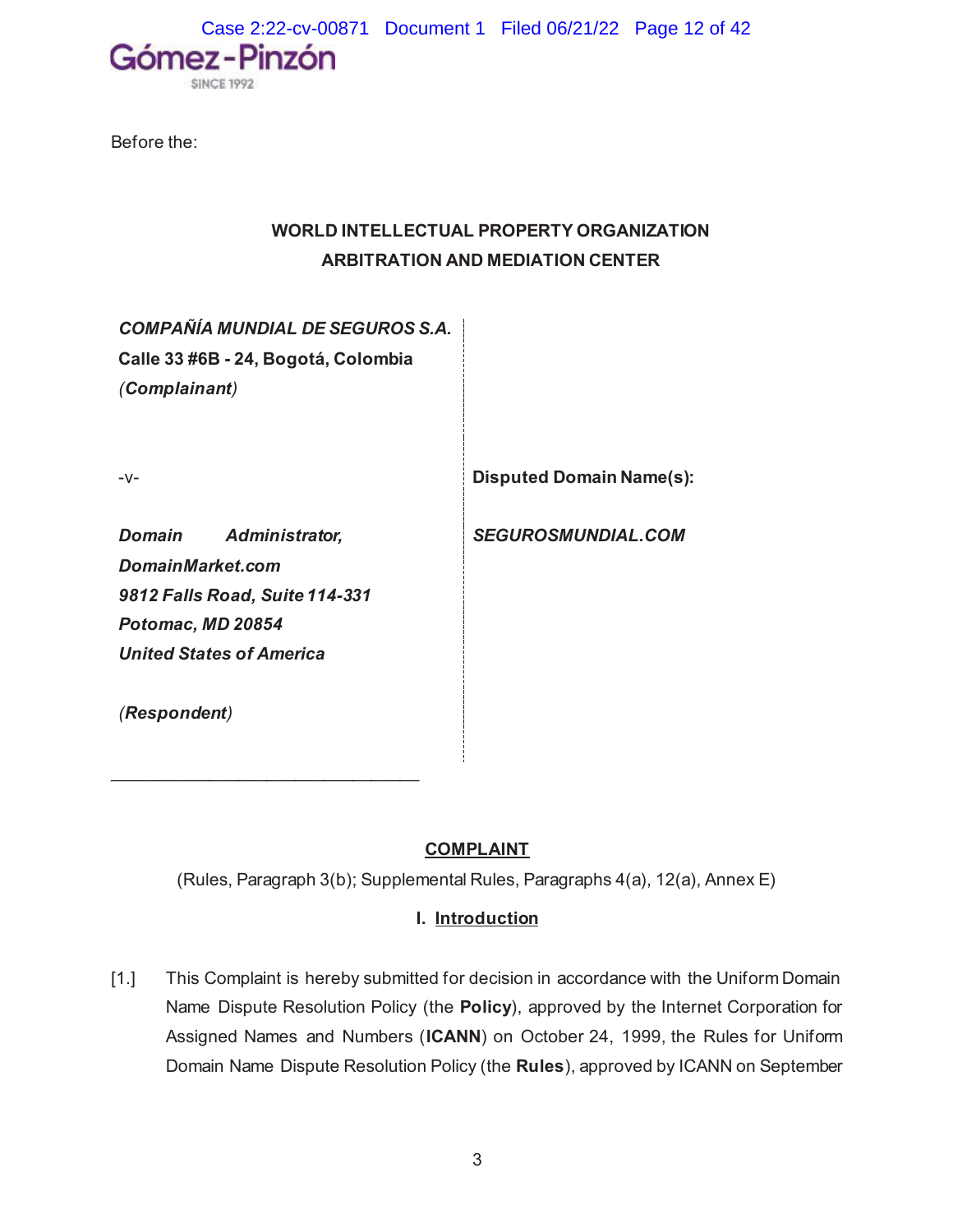Gómez-Pinzón

SINCE 1992

Before the:

**WORLD INTELLECTUAL PROPERTY ORGANIZATION**
**ARBITRATION AND MEDIATION CENTER**

| | |
|---|---|
| ***COMPAÑÍA MUNDIAL DE SEGUROS S.A.*** <br> **Calle 33 #6B - 24, Bogotá, Colombia** <br> ***(Complainant)*** | |
| -v- | **Disputed Domain Name(s):** |
| ***Domain Administrator, DomainMarket.com*** <br> ***9812 Falls Road, Suite 114-331*** <br> ***Potomac, MD 20854*** <br> ***United States of America*** <br><br> ***(Respondent)*** | ***SEGUROSMUNDIAL.COM*** |

______________________________

## COMPLAINT

(Rules, Paragraph 3(b); Supplemental Rules, Paragraphs 4(a), 12(a), Annex E)

### I. Introduction

[1.] This Complaint is hereby submitted for decision in accordance with the Uniform Domain Name Dispute Resolution Policy (the **Policy**), approved by the Internet Corporation for Assigned Names and Numbers (**ICANN**) on October 24, 1999, the Rules for Uniform Domain Name Dispute Resolution Policy (the **Rules**), approved by ICANN on September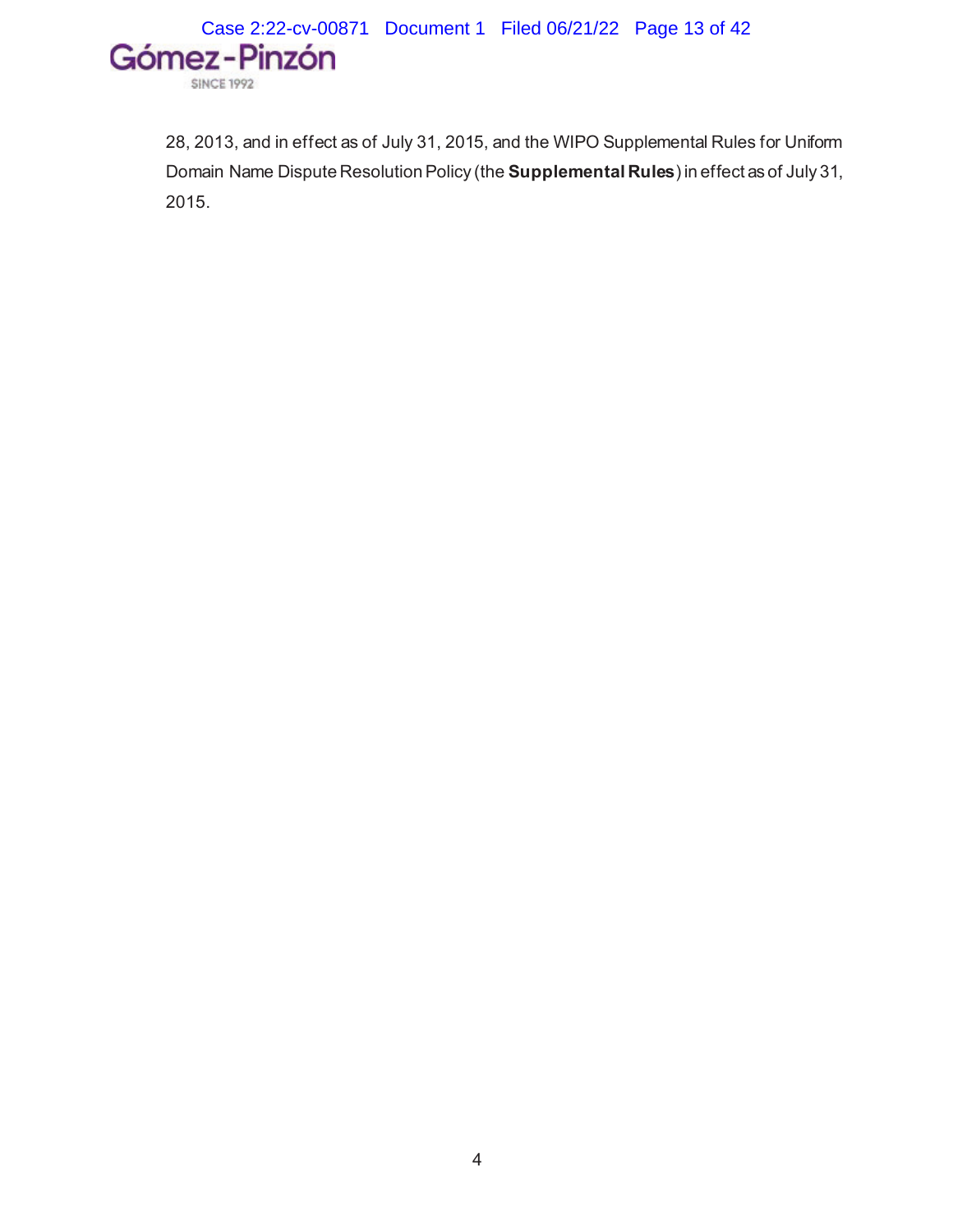28, 2013, and in effect as of July 31, 2015, and the WIPO Supplemental Rules for Uniform Domain Name Dispute Resolution Policy (the **Supplemental Rules**) in effect as of July 31, 2015.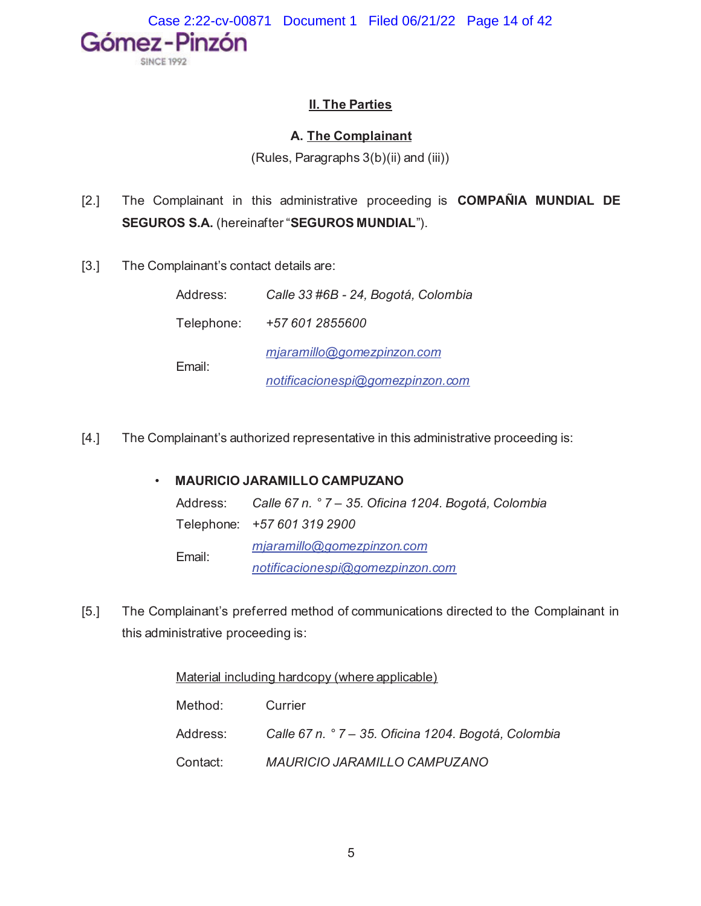## II. The Parties

### A. The Complainant

(Rules, Paragraphs 3(b)(ii) and (iii))

[2.] The Complainant in this administrative proceeding is **COMPAÑIA MUNDIAL DE SEGUROS S.A.** (hereinafter "**SEGUROS MUNDIAL**").

[3.] The Complainant's contact details are:

Address: *Calle 33 #6B - 24, Bogotá, Colombia*

Telephone: *+57 601 2855600*

Email: *mjaramillo@gomezpinzon.com*
*notificacionespi@gomezpinzon.com*

[4.] The Complainant's authorized representative in this administrative proceeding is:

- **MAURICIO JARAMILLO CAMPUZANO**

  Address: *Calle 67 n. ° 7 – 35. Oficina 1204. Bogotá, Colombia*

  Telephone: *+57 601 319 2900*

  Email: *mjaramillo@gomezpinzon.com*
  *notificacionespi@gomezpinzon.com*

[5.] The Complainant's preferred method of communications directed to the Complainant in this administrative proceeding is:

Material including hardcopy (where applicable)

Method: Currier

Address: *Calle 67 n. ° 7 – 35. Oficina 1204. Bogotá, Colombia*

Contact: *MAURICIO JARAMILLO CAMPUZANO*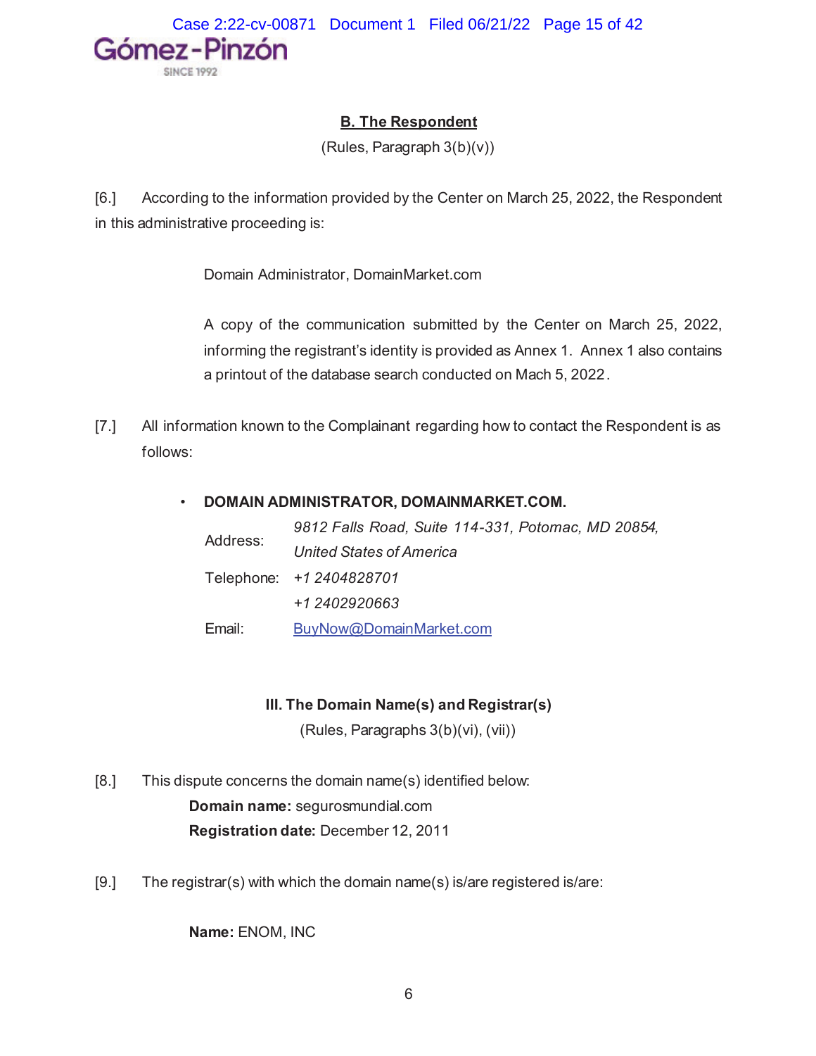## B. The Respondent

(Rules, Paragraph 3(b)(v))

[6.] According to the information provided by the Center on March 25, 2022, the Respondent in this administrative proceeding is:

Domain Administrator, DomainMarket.com

A copy of the communication submitted by the Center on March 25, 2022, informing the registrant's identity is provided as Annex 1. Annex 1 also contains a printout of the database search conducted on Mach 5, 2022.

[7.] All information known to the Complainant regarding how to contact the Respondent is as follows:

- **DOMAIN ADMINISTRATOR, DOMAINMARKET.COM.**

| | |
|---|---|
| Address: | *9812 Falls Road, Suite 114-331, Potomac, MD 20854, United States of America* |
| Telephone: | *+1 2404828701* |
| | *+1 2402920663* |
| Email: | BuyNow@DomainMarket.com |

## III. The Domain Name(s) and Registrar(s)

(Rules, Paragraphs 3(b)(vi), (vii))

[8.] This dispute concerns the domain name(s) identified below:

**Domain name:** segurosmundial.com
**Registration date:** December 12, 2011

[9.] The registrar(s) with which the domain name(s) is/are registered is/are:

**Name:** ENOM, INC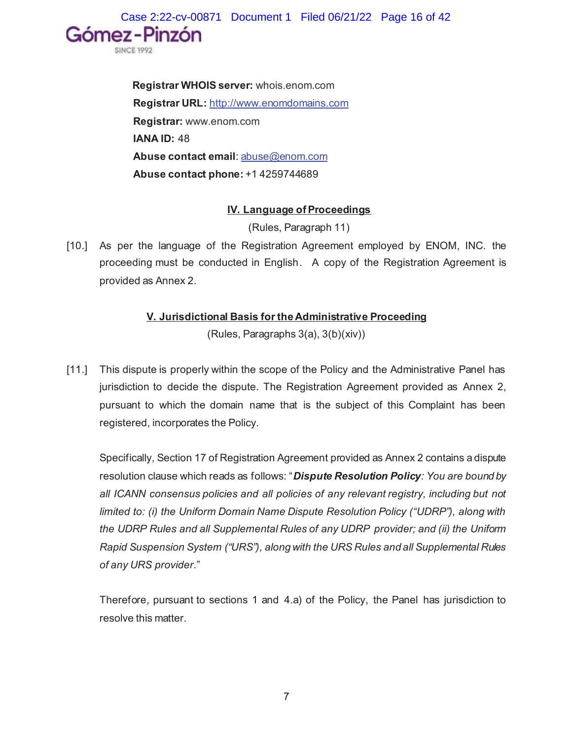**Registrar WHOIS server:** whois.enom.com

**Registrar URL:** http://www.enomdomains.com

**Registrar:** www.enom.com

**IANA ID:** 48

**Abuse contact email**: abuse@enom.com

**Abuse contact phone:** +1 4259744689

## IV. Language of Proceedings

(Rules, Paragraph 11)

[10.] As per the language of the Registration Agreement employed by ENOM, INC. the proceeding must be conducted in English. A copy of the Registration Agreement is provided as Annex 2.

## V. Jurisdictional Basis for the Administrative Proceeding

(Rules, Paragraphs 3(a), 3(b)(xiv))

[11.] This dispute is properly within the scope of the Policy and the Administrative Panel has jurisdiction to decide the dispute. The Registration Agreement provided as Annex 2, pursuant to which the domain name that is the subject of this Complaint has been registered, incorporates the Policy.

Specifically, Section 17 of Registration Agreement provided as Annex 2 contains a dispute resolution clause which reads as follows: "***Dispute Resolution Policy****: You are bound by all ICANN consensus policies and all policies of any relevant registry, including but not limited to: (i) the Uniform Domain Name Dispute Resolution Policy ("UDRP"), along with the UDRP Rules and all Supplemental Rules of any UDRP provider; and (ii) the Uniform Rapid Suspension System ("URS"), along with the URS Rules and all Supplemental Rules of any URS provider.*"

Therefore, pursuant to sections 1 and 4.a) of the Policy, the Panel has jurisdiction to resolve this matter.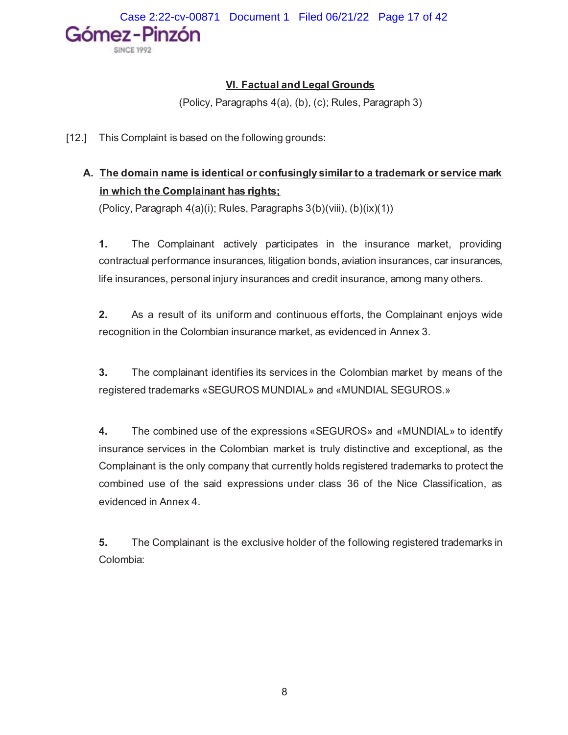## VI. Factual and Legal Grounds

(Policy, Paragraphs 4(a), (b), (c); Rules, Paragraph 3)

[12.] This Complaint is based on the following grounds:

**A. The domain name is identical or confusingly similar to a trademark or service mark in which the Complainant has rights;**

(Policy, Paragraph 4(a)(i); Rules, Paragraphs 3(b)(viii), (b)(ix)(1))

**1.** The Complainant actively participates in the insurance market, providing contractual performance insurances, litigation bonds, aviation insurances, car insurances, life insurances, personal injury insurances and credit insurance, among many others.

**2.** As a result of its uniform and continuous efforts, the Complainant enjoys wide recognition in the Colombian insurance market, as evidenced in Annex 3.

**3.** The complainant identifies its services in the Colombian market by means of the registered trademarks «SEGUROS MUNDIAL» and «MUNDIAL SEGUROS.»

**4.** The combined use of the expressions «SEGUROS» and «MUNDIAL» to identify insurance services in the Colombian market is truly distinctive and exceptional, as the Complainant is the only company that currently holds registered trademarks to protect the combined use of the said expressions under class 36 of the Nice Classification, as evidenced in Annex 4.

**5.** The Complainant is the exclusive holder of the following registered trademarks in Colombia: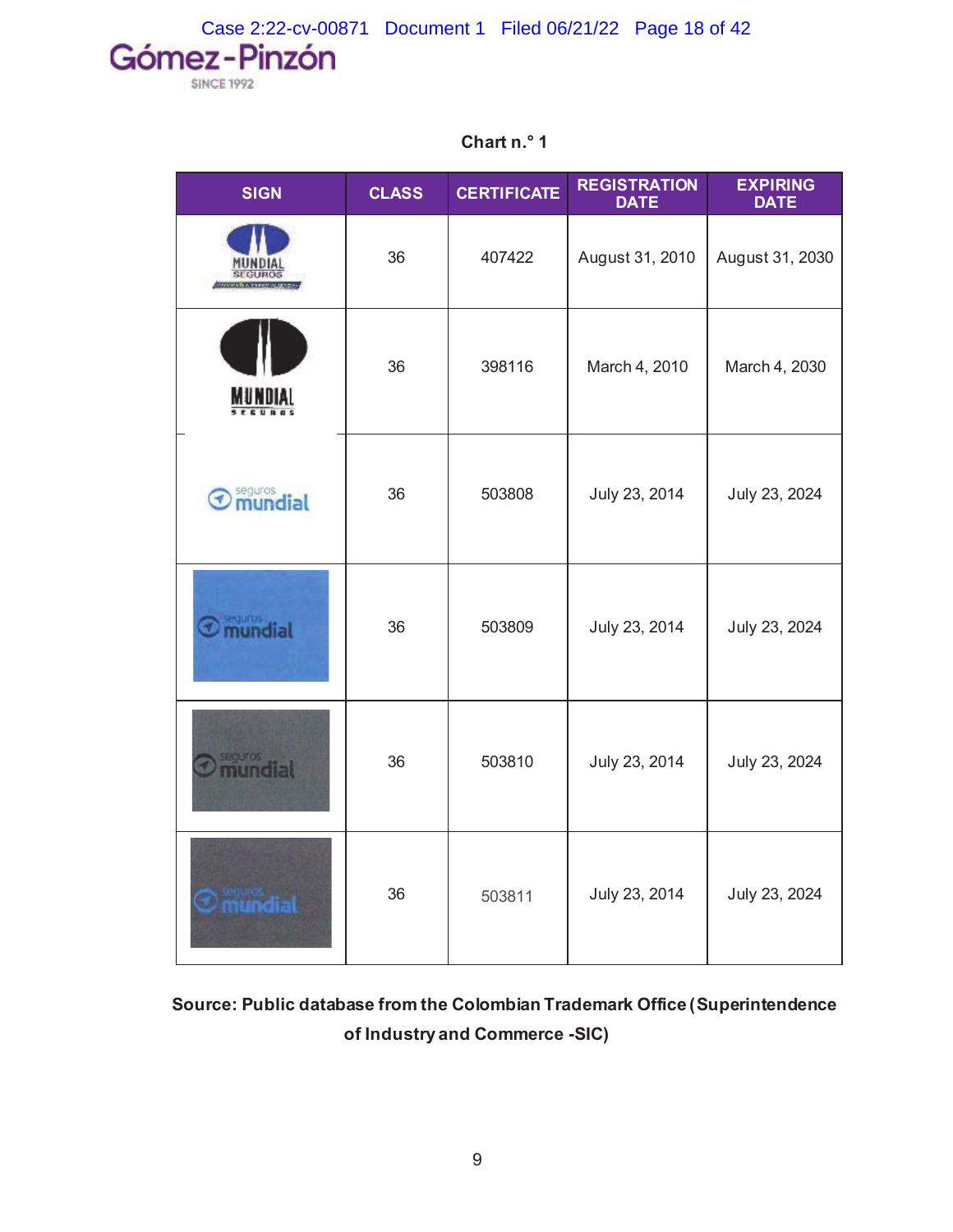**Chart n.° 1**

| SIGN | CLASS | CERTIFICATE | REGISTRATION DATE | EXPIRING DATE |
|---|---|---|---|---|
| MUNDIAL SEGUROS | 36 | 407422 | August 31, 2010 | August 31, 2030 |
| MUNDIAL SEGUROS | 36 | 398116 | March 4, 2010 | March 4, 2030 |
| seguros mundial | 36 | 503808 | July 23, 2014 | July 23, 2024 |
| seguros mundial | 36 | 503809 | July 23, 2014 | July 23, 2024 |
| seguros mundial | 36 | 503810 | July 23, 2014 | July 23, 2024 |
| seguros mundial | 36 | 503811 | July 23, 2014 | July 23, 2024 |

**Source: Public database from the Colombian Trademark Office (Superintendence of Industry and Commerce -SIC)**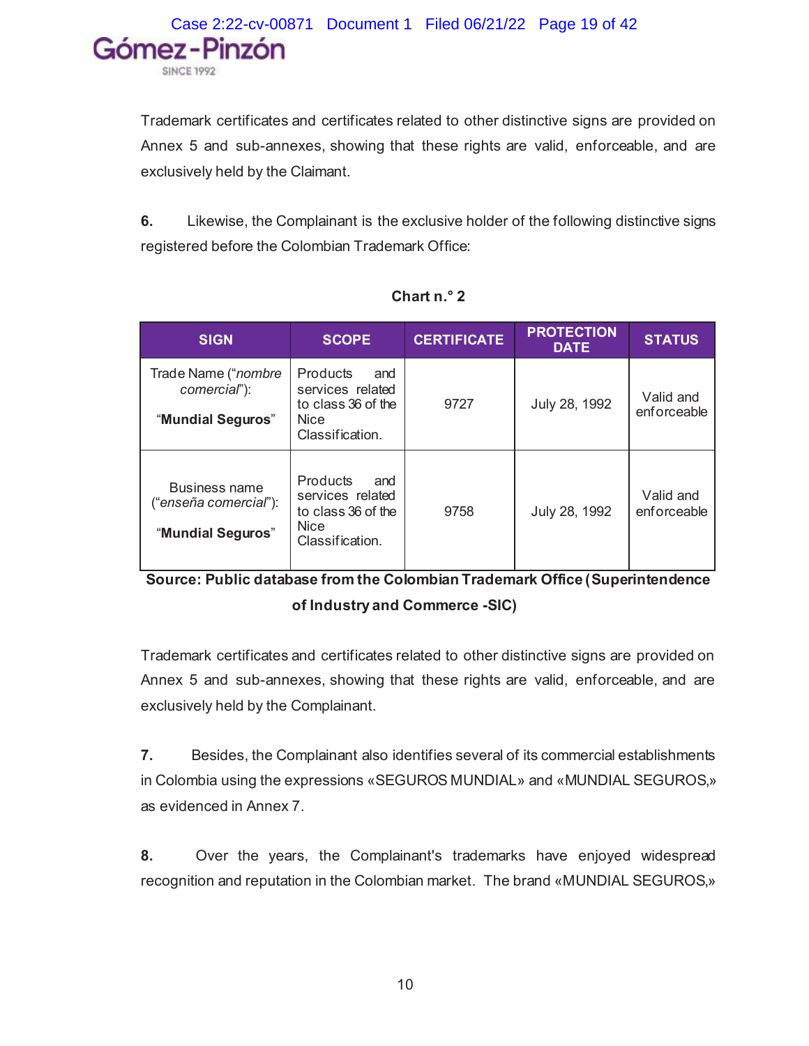Trademark certificates and certificates related to other distinctive signs are provided on Annex 5 and sub-annexes, showing that these rights are valid, enforceable, and are exclusively held by the Claimant.

**6.** Likewise, the Complainant is the exclusive holder of the following distinctive signs registered before the Colombian Trademark Office:

**Chart n.° 2**

| SIGN | SCOPE | CERTIFICATE | PROTECTION DATE | STATUS |
|---|---|---|---|---|
| Trade Name ("*nombre comercial*"): "**Mundial Seguros**" | Products and services related to class 36 of the Nice Classification. | 9727 | July 28, 1992 | Valid and enforceable |
| Business name ("*enseña comercial*"): "**Mundial Seguros**" | Products and services related to class 36 of the Nice Classification. | 9758 | July 28, 1992 | Valid and enforceable |

**Source: Public database from the Colombian Trademark Office (Superintendence of Industry and Commerce -SIC)**

Trademark certificates and certificates related to other distinctive signs are provided on Annex 5 and sub-annexes, showing that these rights are valid, enforceable, and are exclusively held by the Complainant.

**7.** Besides, the Complainant also identifies several of its commercial establishments in Colombia using the expressions «SEGUROS MUNDIAL» and «MUNDIAL SEGUROS,» as evidenced in Annex 7.

**8.** Over the years, the Complainant's trademarks have enjoyed widespread recognition and reputation in the Colombian market. The brand «MUNDIAL SEGUROS,»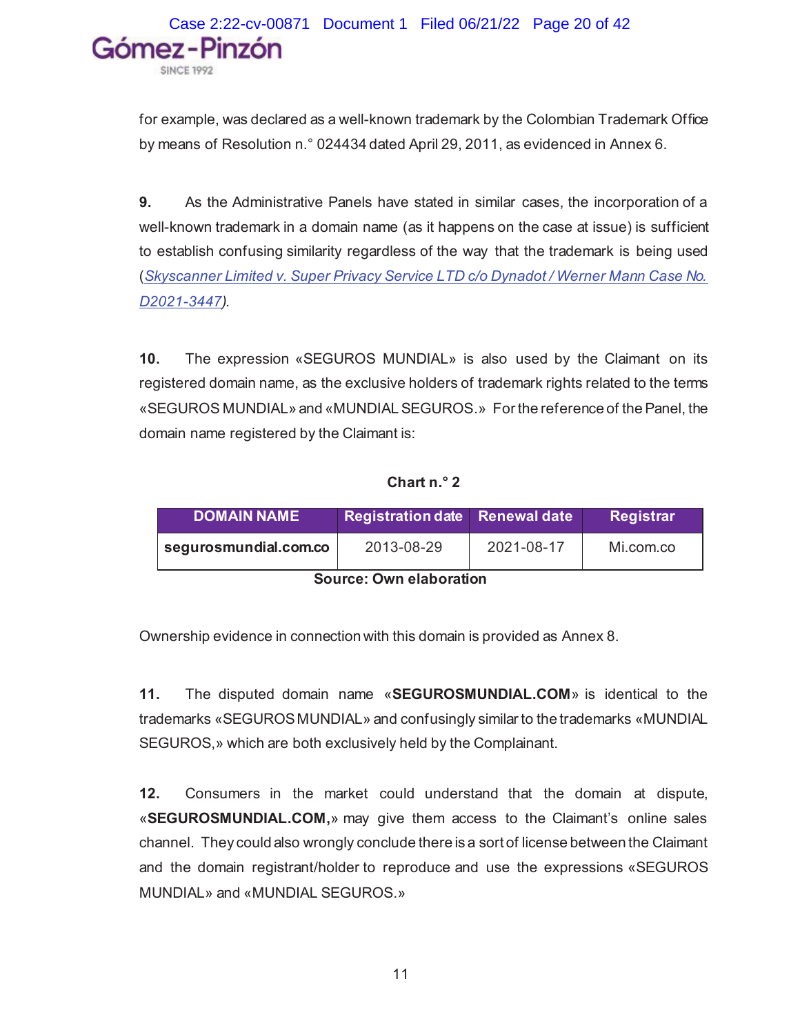for example, was declared as a well-known trademark by the Colombian Trademark Office by means of Resolution n.° 024434 dated April 29, 2011, as evidenced in Annex 6.

**9.** As the Administrative Panels have stated in similar cases, the incorporation of a well-known trademark in a domain name (as it happens on the case at issue) is sufficient to establish confusing similarity regardless of the way that the trademark is being used (*Skyscanner Limited v. Super Privacy Service LTD c/o Dynadot / Werner Mann Case No. D2021-3447*).

**10.** The expression «SEGUROS MUNDIAL» is also used by the Claimant on its registered domain name, as the exclusive holders of trademark rights related to the terms «SEGUROS MUNDIAL» and «MUNDIAL SEGUROS.» For the reference of the Panel, the domain name registered by the Claimant is:

**Chart n.° 2**

| DOMAIN NAME | Registration date | Renewal date | Registrar |
|---|---|---|---|
| **segurosmundial.com.co** | 2013-08-29 | 2021-08-17 | Mi.com.co |

**Source: Own elaboration**

Ownership evidence in connection with this domain is provided as Annex 8.

**11.** The disputed domain name «**SEGUROSMUNDIAL.COM**» is identical to the trademarks «SEGUROS MUNDIAL» and confusingly similar to the trademarks «MUNDIAL SEGUROS,» which are both exclusively held by the Complainant.

**12.** Consumers in the market could understand that the domain at dispute, «**SEGUROSMUNDIAL.COM,**» may give them access to the Claimant's online sales channel. They could also wrongly conclude there is a sort of license between the Claimant and the domain registrant/holder to reproduce and use the expressions «SEGUROS MUNDIAL» and «MUNDIAL SEGUROS.»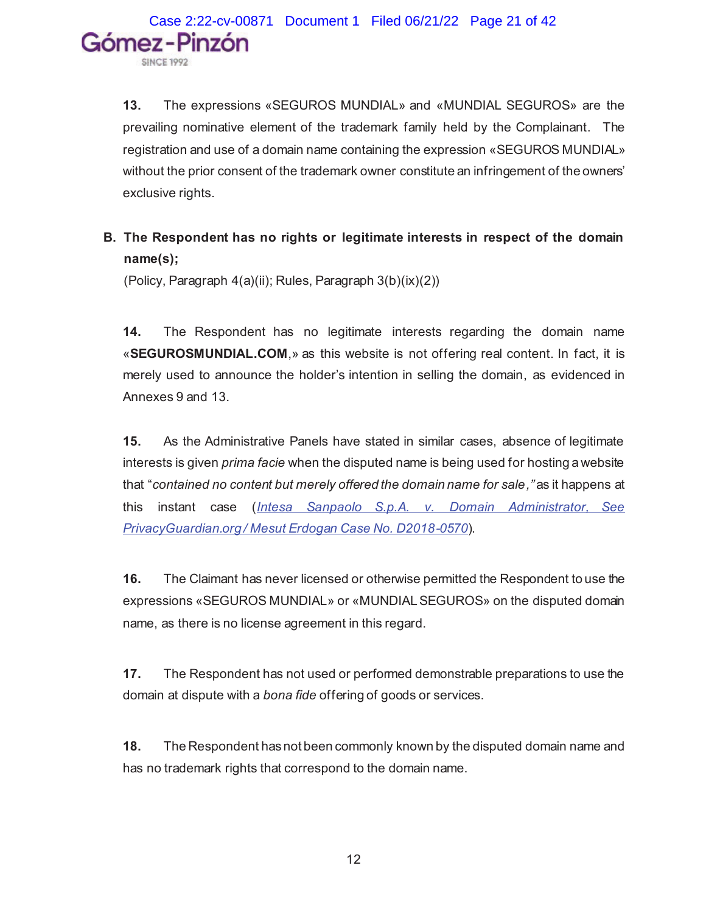**13.** The expressions «SEGUROS MUNDIAL» and «MUNDIAL SEGUROS» are the prevailing nominative element of the trademark family held by the Complainant. The registration and use of a domain name containing the expression «SEGUROS MUNDIAL» without the prior consent of the trademark owner constitute an infringement of the owners' exclusive rights.

**B. The Respondent has no rights or legitimate interests in respect of the domain name(s);**

(Policy, Paragraph 4(a)(ii); Rules, Paragraph 3(b)(ix)(2))

**14.** The Respondent has no legitimate interests regarding the domain name «**SEGUROSMUNDIAL.COM**,» as this website is not offering real content. In fact, it is merely used to announce the holder's intention in selling the domain, as evidenced in Annexes 9 and 13.

**15.** As the Administrative Panels have stated in similar cases, absence of legitimate interests is given *prima facie* when the disputed name is being used for hosting a website that "*contained no content but merely offered the domain name for sale,"* as it happens at this instant case (*Intesa Sanpaolo S.p.A. v. Domain Administrator, See PrivacyGuardian.org / Mesut Erdogan Case No. D2018-0570*).

**16.** The Claimant has never licensed or otherwise permitted the Respondent to use the expressions «SEGUROS MUNDIAL» or «MUNDIAL SEGUROS» on the disputed domain name, as there is no license agreement in this regard.

**17.** The Respondent has not used or performed demonstrable preparations to use the domain at dispute with a *bona fide* offering of goods or services.

**18.** The Respondent has not been commonly known by the disputed domain name and has no trademark rights that correspond to the domain name.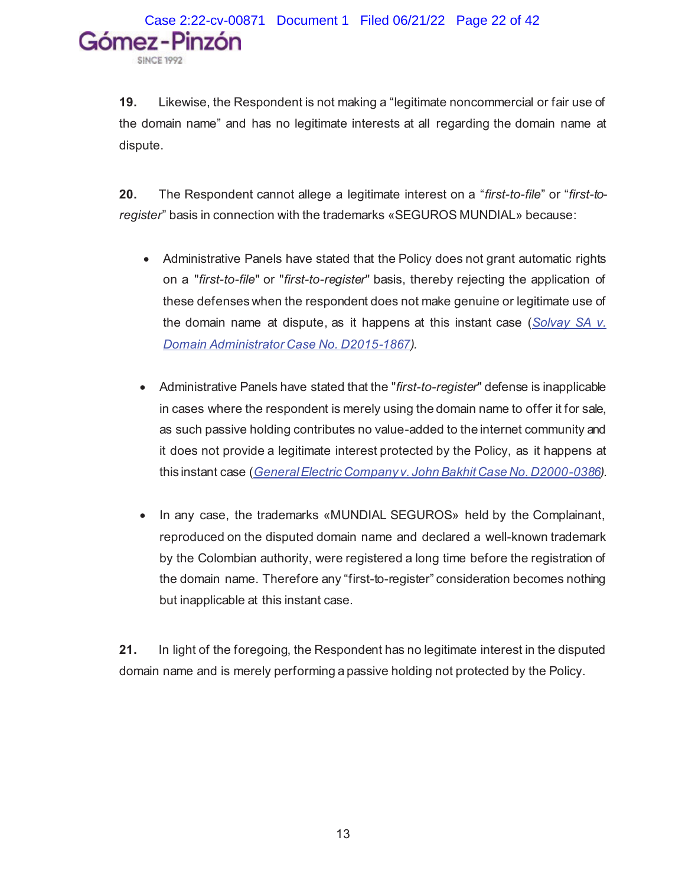**19.** Likewise, the Respondent is not making a "legitimate noncommercial or fair use of the domain name" and has no legitimate interests at all regarding the domain name at dispute.

**20.** The Respondent cannot allege a legitimate interest on a "*first-to-file*" or "*first-to-register*" basis in connection with the trademarks «SEGUROS MUNDIAL» because:

- Administrative Panels have stated that the Policy does not grant automatic rights on a "*first-to-file*" or "*first-to-register*" basis, thereby rejecting the application of these defenses when the respondent does not make genuine or legitimate use of the domain name at dispute, as it happens at this instant case (*Solvay SA v. Domain Administrator Case No. D2015-1867*).

- Administrative Panels have stated that the "*first-to-register*" defense is inapplicable in cases where the respondent is merely using the domain name to offer it for sale, as such passive holding contributes no value-added to the internet community and it does not provide a legitimate interest protected by the Policy, as it happens at this instant case (*General Electric Company v. John Bakhit Case No. D2000-0386*).

- In any case, the trademarks «MUNDIAL SEGUROS» held by the Complainant, reproduced on the disputed domain name and declared a well-known trademark by the Colombian authority, were registered a long time before the registration of the domain name. Therefore any "first-to-register" consideration becomes nothing but inapplicable at this instant case.

**21.** In light of the foregoing, the Respondent has no legitimate interest in the disputed domain name and is merely performing a passive holding not protected by the Policy.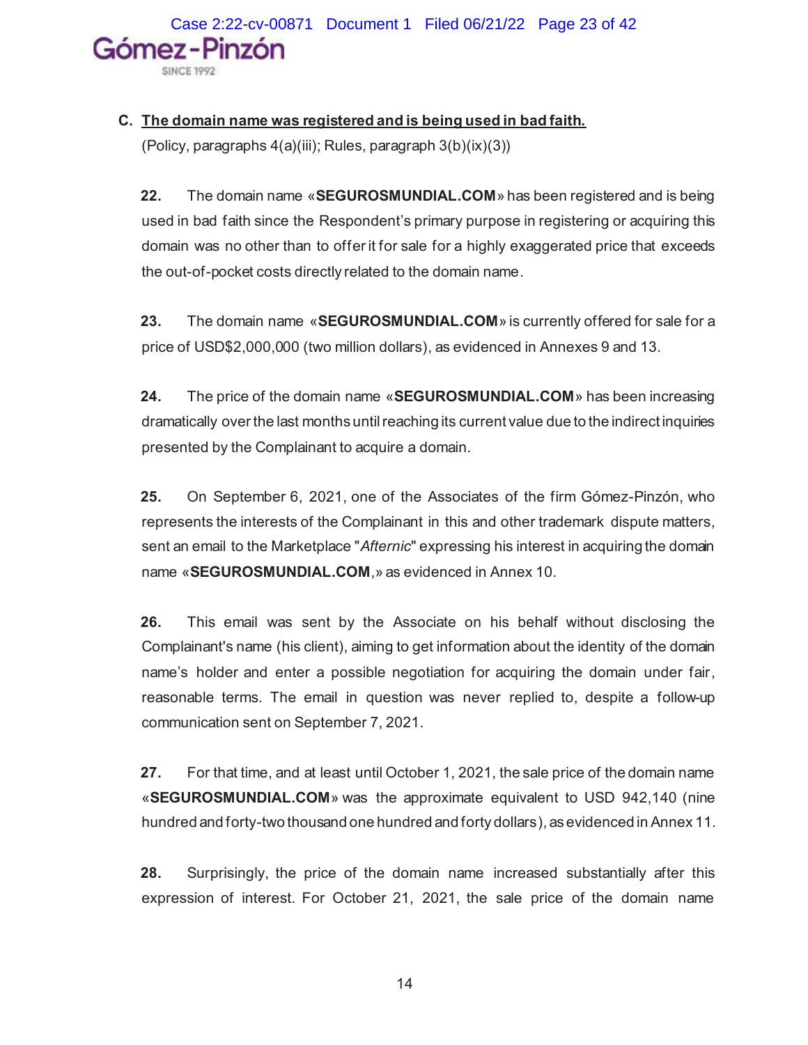### C. The domain name was registered and is being used in bad faith.

(Policy, paragraphs 4(a)(iii); Rules, paragraph 3(b)(ix)(3))

**22.** The domain name «**SEGUROSMUNDIAL.COM**» has been registered and is being used in bad faith since the Respondent's primary purpose in registering or acquiring this domain was no other than to offer it for sale for a highly exaggerated price that exceeds the out-of-pocket costs directly related to the domain name.

**23.** The domain name «**SEGUROSMUNDIAL.COM**» is currently offered for sale for a price of USD$2,000,000 (two million dollars), as evidenced in Annexes 9 and 13.

**24.** The price of the domain name «**SEGUROSMUNDIAL.COM**» has been increasing dramatically over the last months until reaching its current value due to the indirect inquiries presented by the Complainant to acquire a domain.

**25.** On September 6, 2021, one of the Associates of the firm Gómez-Pinzón, who represents the interests of the Complainant in this and other trademark dispute matters, sent an email to the Marketplace "*Afternic*" expressing his interest in acquiring the domain name «**SEGUROSMUNDIAL.COM**,» as evidenced in Annex 10.

**26.** This email was sent by the Associate on his behalf without disclosing the Complainant's name (his client), aiming to get information about the identity of the domain name's holder and enter a possible negotiation for acquiring the domain under fair, reasonable terms. The email in question was never replied to, despite a follow-up communication sent on September 7, 2021.

**27.** For that time, and at least until October 1, 2021, the sale price of the domain name «**SEGUROSMUNDIAL.COM**» was the approximate equivalent to USD 942,140 (nine hundred and forty-two thousand one hundred and forty dollars), as evidenced in Annex 11.

**28.** Surprisingly, the price of the domain name increased substantially after this expression of interest. For October 21, 2021, the sale price of the domain name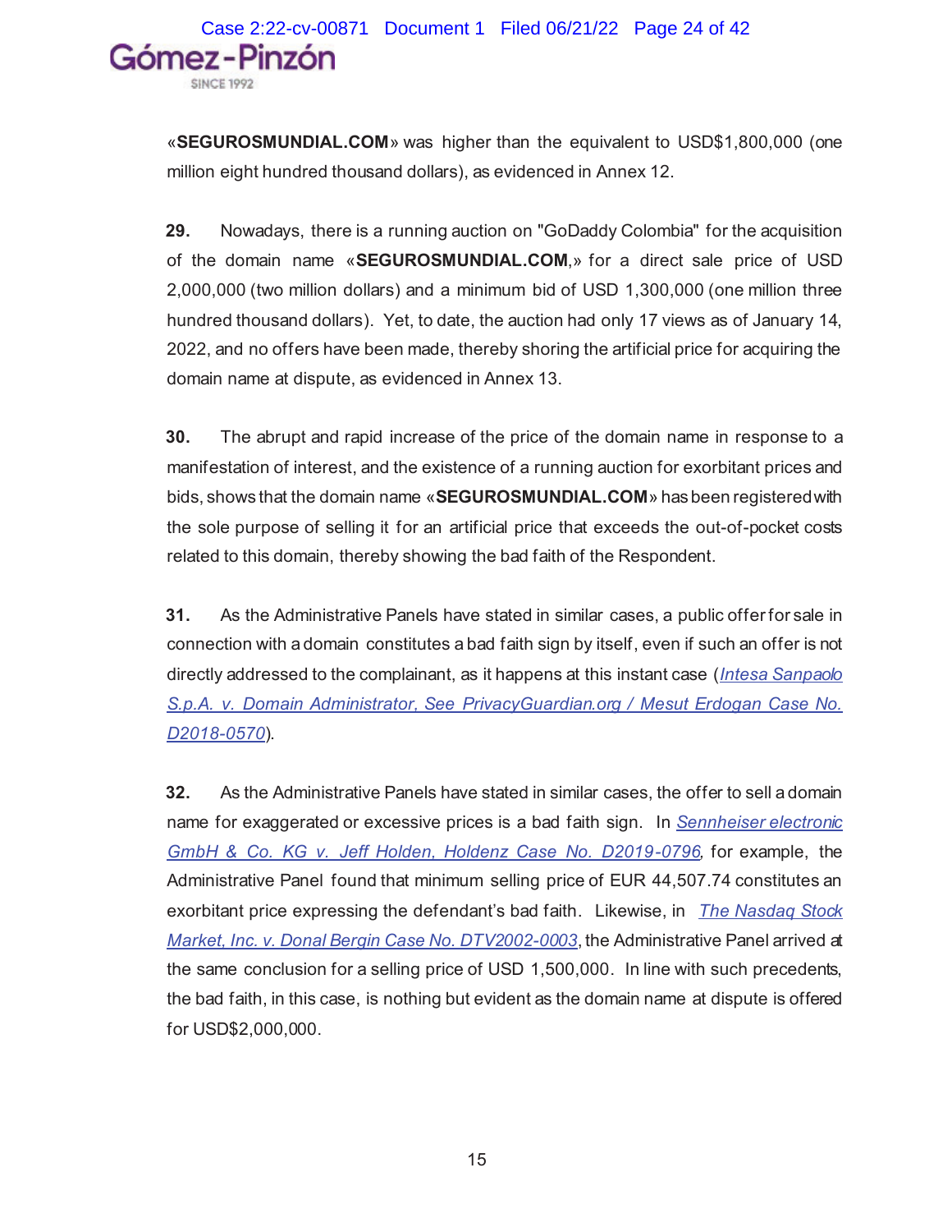«**SEGUROSMUNDIAL.COM**» was higher than the equivalent to USD$1,800,000 (one million eight hundred thousand dollars), as evidenced in Annex 12.

**29.** Nowadays, there is a running auction on "GoDaddy Colombia" for the acquisition of the domain name «**SEGUROSMUNDIAL.COM**,» for a direct sale price of USD 2,000,000 (two million dollars) and a minimum bid of USD 1,300,000 (one million three hundred thousand dollars). Yet, to date, the auction had only 17 views as of January 14, 2022, and no offers have been made, thereby shoring the artificial price for acquiring the domain name at dispute, as evidenced in Annex 13.

**30.** The abrupt and rapid increase of the price of the domain name in response to a manifestation of interest, and the existence of a running auction for exorbitant prices and bids, shows that the domain name «**SEGUROSMUNDIAL.COM**» has been registered with the sole purpose of selling it for an artificial price that exceeds the out-of-pocket costs related to this domain, thereby showing the bad faith of the Respondent.

**31.** As the Administrative Panels have stated in similar cases, a public offer for sale in connection with a domain constitutes a bad faith sign by itself, even if such an offer is not directly addressed to the complainant, as it happens at this instant case (*Intesa Sanpaolo S.p.A. v. Domain Administrator, See PrivacyGuardian.org / Mesut Erdogan Case No. D2018-0570*).

**32.** As the Administrative Panels have stated in similar cases, the offer to sell a domain name for exaggerated or excessive prices is a bad faith sign. In *Sennheiser electronic GmbH & Co. KG v. Jeff Holden, Holdenz Case No. D2019-0796*, for example, the Administrative Panel found that minimum selling price of EUR 44,507.74 constitutes an exorbitant price expressing the defendant's bad faith. Likewise, in *The Nasdaq Stock Market, Inc. v. Donal Bergin Case No. DTV2002-0003*, the Administrative Panel arrived at the same conclusion for a selling price of USD 1,500,000. In line with such precedents, the bad faith, in this case, is nothing but evident as the domain name at dispute is offered for USD$2,000,000.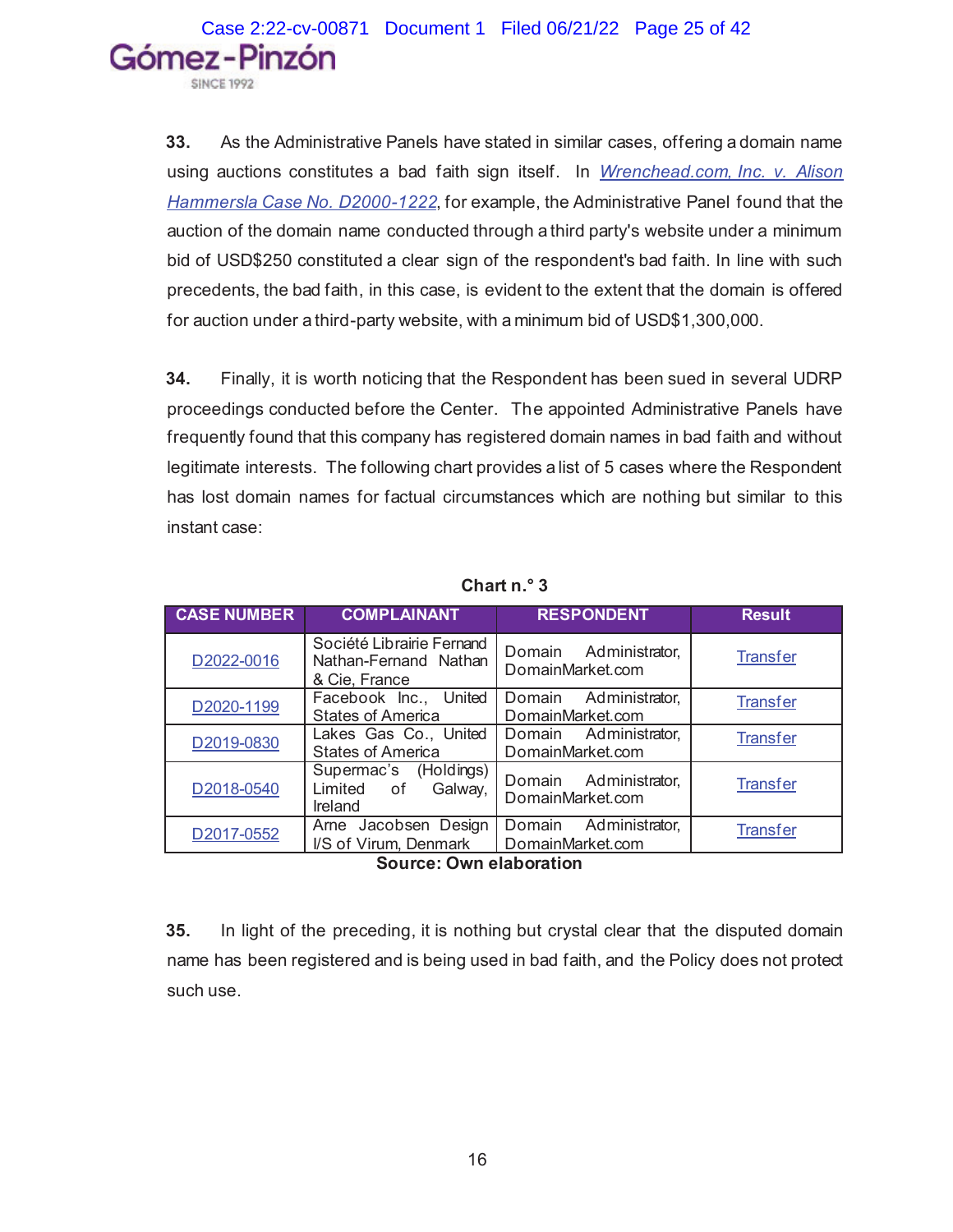**33.** As the Administrative Panels have stated in similar cases, offering a domain name using auctions constitutes a bad faith sign itself. In *Wrenchead.com, Inc. v. Alison Hammersla Case No. D2000-1222*, for example, the Administrative Panel found that the auction of the domain name conducted through a third party's website under a minimum bid of USD$250 constituted a clear sign of the respondent's bad faith. In line with such precedents, the bad faith, in this case, is evident to the extent that the domain is offered for auction under a third-party website, with a minimum bid of USD$1,300,000.

**34.** Finally, it is worth noticing that the Respondent has been sued in several UDRP proceedings conducted before the Center. The appointed Administrative Panels have frequently found that this company has registered domain names in bad faith and without legitimate interests. The following chart provides a list of 5 cases where the Respondent has lost domain names for factual circumstances which are nothing but similar to this instant case:

**Chart n.° 3**

| CASE NUMBER | COMPLAINANT | RESPONDENT | Result |
|---|---|---|---|
| D2022-0016 | Société Librairie Fernand Nathan-Fernand Nathan & Cie, France | Domain Administrator, DomainMarket.com | Transfer |
| D2020-1199 | Facebook Inc., United States of America | Domain Administrator, DomainMarket.com | Transfer |
| D2019-0830 | Lakes Gas Co., United States of America | Domain Administrator, DomainMarket.com | Transfer |
| D2018-0540 | Supermac's (Holdings) Limited of Galway, Ireland | Domain Administrator, DomainMarket.com | Transfer |
| D2017-0552 | Arne Jacobsen Design I/S of Virum, Denmark | Domain Administrator, DomainMarket.com | Transfer |

**Source: Own elaboration**

**35.** In light of the preceding, it is nothing but crystal clear that the disputed domain name has been registered and is being used in bad faith, and the Policy does not protect such use.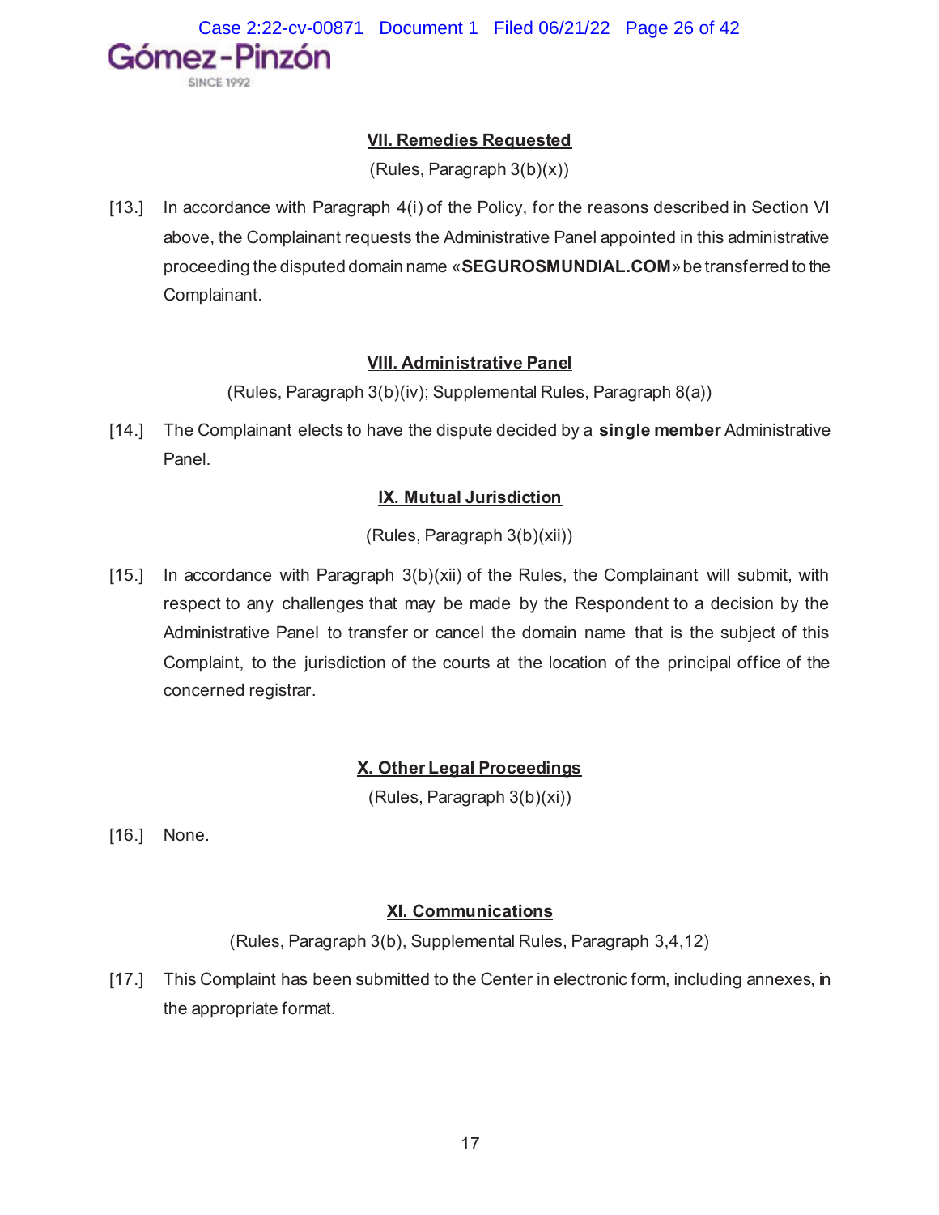### VII. Remedies Requested

(Rules, Paragraph 3(b)(x))

[13.] In accordance with Paragraph 4(i) of the Policy, for the reasons described in Section VI above, the Complainant requests the Administrative Panel appointed in this administrative proceeding the disputed domain name «**SEGUROSMUNDIAL.COM**» be transferred to the Complainant.

### VIII. Administrative Panel

(Rules, Paragraph 3(b)(iv); Supplemental Rules, Paragraph 8(a))

[14.] The Complainant elects to have the dispute decided by a **single member** Administrative Panel.

### IX. Mutual Jurisdiction

(Rules, Paragraph 3(b)(xii))

[15.] In accordance with Paragraph 3(b)(xii) of the Rules, the Complainant will submit, with respect to any challenges that may be made by the Respondent to a decision by the Administrative Panel to transfer or cancel the domain name that is the subject of this Complaint, to the jurisdiction of the courts at the location of the principal office of the concerned registrar.

### X. Other Legal Proceedings

(Rules, Paragraph 3(b)(xi))

[16.] None.

### XI. Communications

(Rules, Paragraph 3(b), Supplemental Rules, Paragraph 3,4,12)

[17.] This Complaint has been submitted to the Center in electronic form, including annexes, in the appropriate format.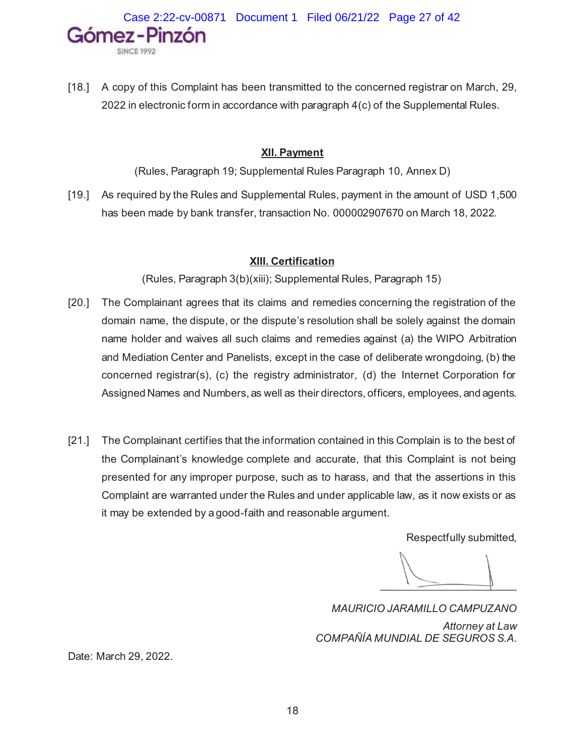[18.] A copy of this Complaint has been transmitted to the concerned registrar on March, 29, 2022 in electronic form in accordance with paragraph 4(c) of the Supplemental Rules.

## XII. Payment

(Rules, Paragraph 19; Supplemental Rules Paragraph 10, Annex D)

[19.] As required by the Rules and Supplemental Rules, payment in the amount of USD 1,500 has been made by bank transfer, transaction No. 000002907670 on March 18, 2022.

## XIII. Certification

(Rules, Paragraph 3(b)(xiii); Supplemental Rules, Paragraph 15)

[20.] The Complainant agrees that its claims and remedies concerning the registration of the domain name, the dispute, or the dispute's resolution shall be solely against the domain name holder and waives all such claims and remedies against (a) the WIPO Arbitration and Mediation Center and Panelists, except in the case of deliberate wrongdoing, (b) the concerned registrar(s), (c) the registry administrator, (d) the Internet Corporation for Assigned Names and Numbers, as well as their directors, officers, employees, and agents.

[21.] The Complainant certifies that the information contained in this Complain is to the best of the Complainant's knowledge complete and accurate, that this Complaint is not being presented for any improper purpose, such as to harass, and that the assertions in this Complaint are warranted under the Rules and under applicable law, as it now exists or as it may be extended by a good-faith and reasonable argument.

Respectfully submitted,

*MAURICIO JARAMILLO CAMPUZANO*
*Attorney at Law*
*COMPAÑÍA MUNDIAL DE SEGUROS S.A.*

Date: March 29, 2022.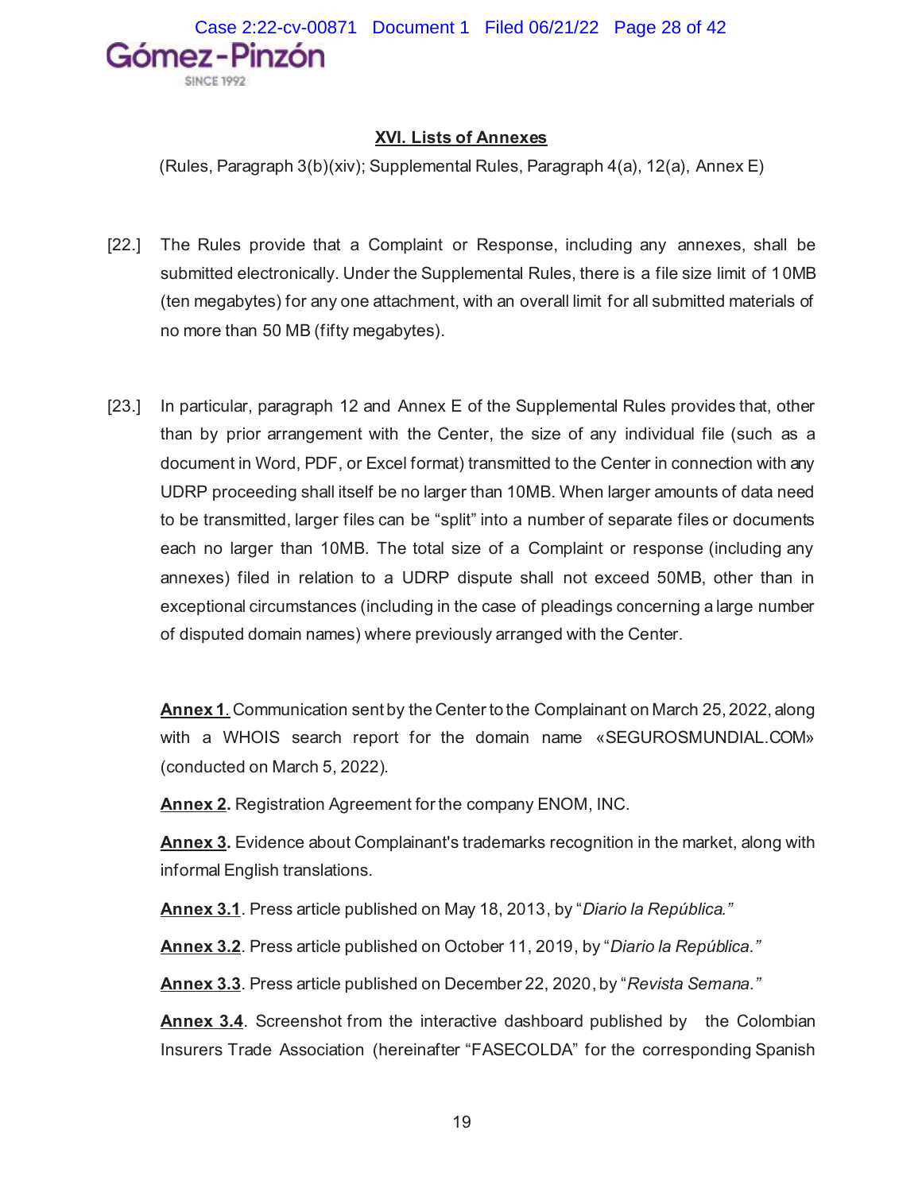## XVI. Lists of Annexes

(Rules, Paragraph 3(b)(xiv); Supplemental Rules, Paragraph 4(a), 12(a), Annex E)

[22.] The Rules provide that a Complaint or Response, including any annexes, shall be submitted electronically. Under the Supplemental Rules, there is a file size limit of 10MB (ten megabytes) for any one attachment, with an overall limit for all submitted materials of no more than 50 MB (fifty megabytes).

[23.] In particular, paragraph 12 and Annex E of the Supplemental Rules provides that, other than by prior arrangement with the Center, the size of any individual file (such as a document in Word, PDF, or Excel format) transmitted to the Center in connection with any UDRP proceeding shall itself be no larger than 10MB. When larger amounts of data need to be transmitted, larger files can be "split" into a number of separate files or documents each no larger than 10MB. The total size of a Complaint or response (including any annexes) filed in relation to a UDRP dispute shall not exceed 50MB, other than in exceptional circumstances (including in the case of pleadings concerning a large number of disputed domain names) where previously arranged with the Center.

**Annex 1**. Communication sent by the Center to the Complainant on March 25, 2022, along with a WHOIS search report for the domain name «SEGUROSMUNDIAL.COM» (conducted on March 5, 2022).

**Annex 2.** Registration Agreement for the company ENOM, INC.

**Annex 3.** Evidence about Complainant's trademarks recognition in the market, along with informal English translations.

**Annex 3.1**. Press article published on May 18, 2013, by "*Diario la República.*"

**Annex 3.2**. Press article published on October 11, 2019, by "*Diario la República.*"

**Annex 3.3**. Press article published on December 22, 2020, by "*Revista Semana.*"

**Annex 3.4**. Screenshot from the interactive dashboard published by the Colombian Insurers Trade Association (hereinafter "FASECOLDA" for the corresponding Spanish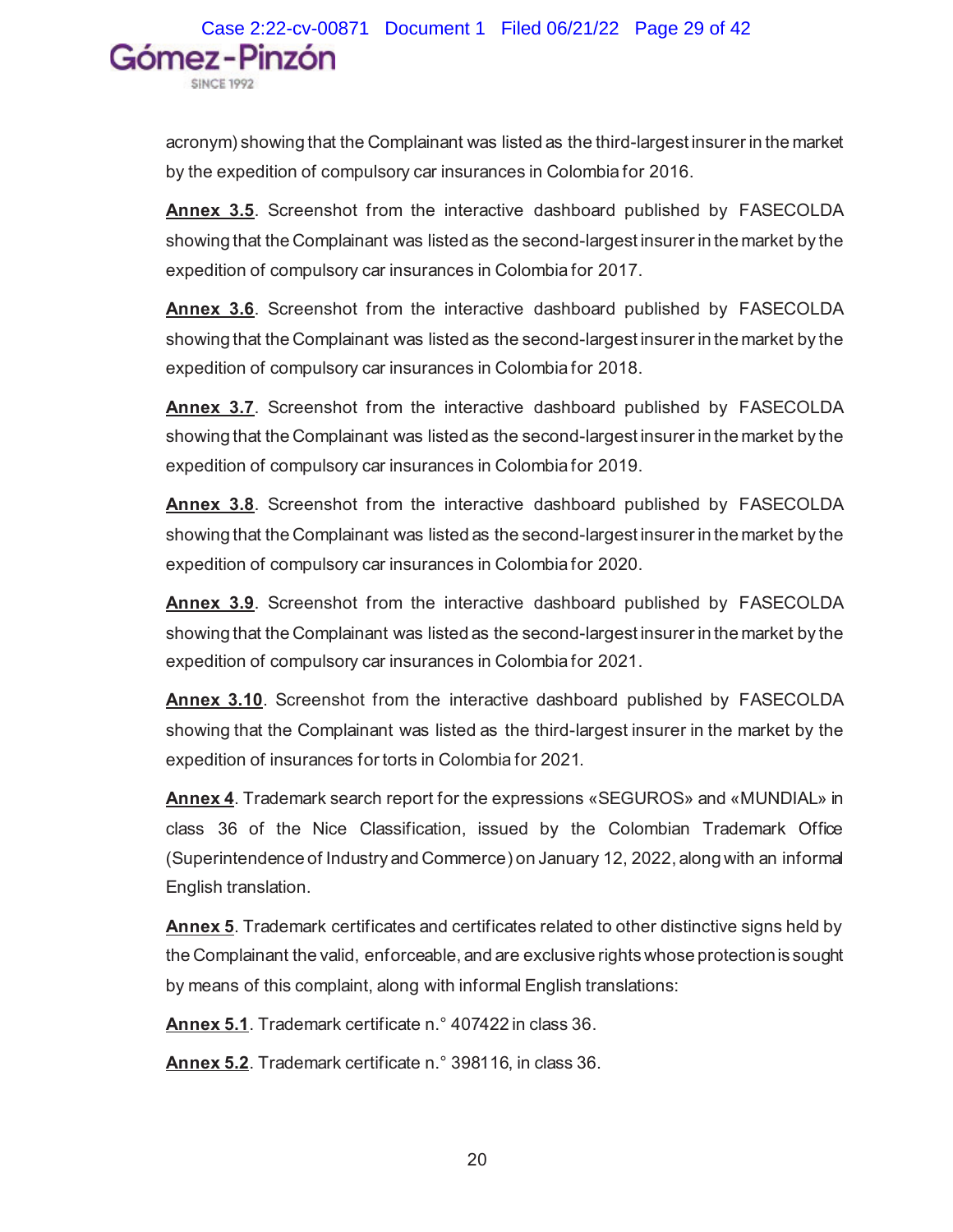acronym) showing that the Complainant was listed as the third-largest insurer in the market by the expedition of compulsory car insurances in Colombia for 2016.

**Annex 3.5**. Screenshot from the interactive dashboard published by FASECOLDA showing that the Complainant was listed as the second-largest insurer in the market by the expedition of compulsory car insurances in Colombia for 2017.

**Annex 3.6**. Screenshot from the interactive dashboard published by FASECOLDA showing that the Complainant was listed as the second-largest insurer in the market by the expedition of compulsory car insurances in Colombia for 2018.

**Annex 3.7**. Screenshot from the interactive dashboard published by FASECOLDA showing that the Complainant was listed as the second-largest insurer in the market by the expedition of compulsory car insurances in Colombia for 2019.

**Annex 3.8**. Screenshot from the interactive dashboard published by FASECOLDA showing that the Complainant was listed as the second-largest insurer in the market by the expedition of compulsory car insurances in Colombia for 2020.

**Annex 3.9**. Screenshot from the interactive dashboard published by FASECOLDA showing that the Complainant was listed as the second-largest insurer in the market by the expedition of compulsory car insurances in Colombia for 2021.

**Annex 3.10**. Screenshot from the interactive dashboard published by FASECOLDA showing that the Complainant was listed as the third-largest insurer in the market by the expedition of insurances for torts in Colombia for 2021.

**Annex 4**. Trademark search report for the expressions «SEGUROS» and «MUNDIAL» in class 36 of the Nice Classification, issued by the Colombian Trademark Office (Superintendence of Industry and Commerce) on January 12, 2022, along with an informal English translation.

**Annex 5**. Trademark certificates and certificates related to other distinctive signs held by the Complainant the valid, enforceable, and are exclusive rights whose protection is sought by means of this complaint, along with informal English translations:

**Annex 5.1**. Trademark certificate n.° 407422 in class 36.

**Annex 5.2**. Trademark certificate n.° 398116, in class 36.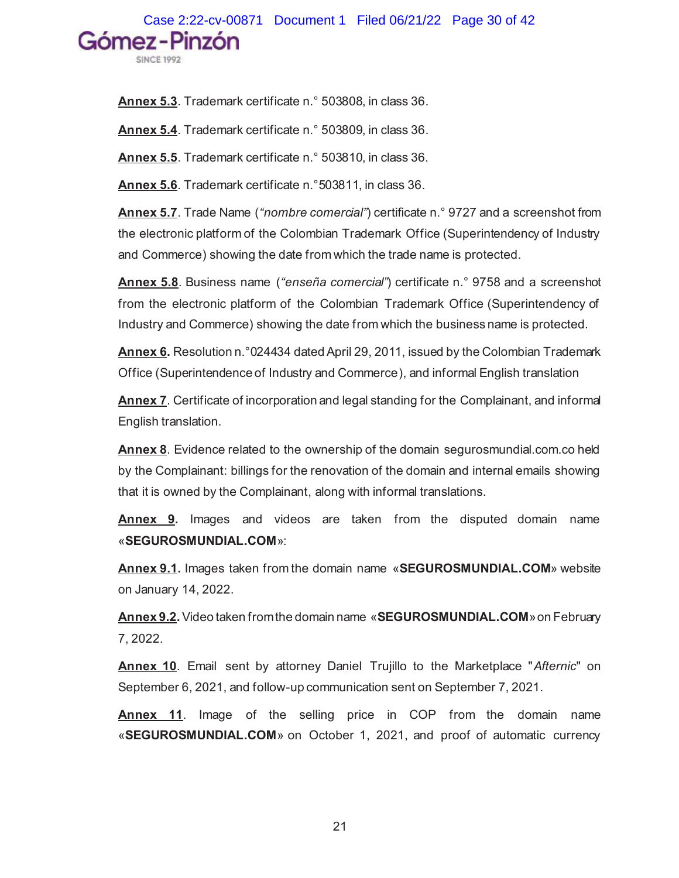**Annex 5.3**. Trademark certificate n.° 503808, in class 36.

**Annex 5.4**. Trademark certificate n.° 503809, in class 36.

**Annex 5.5**. Trademark certificate n.° 503810, in class 36.

**Annex 5.6**. Trademark certificate n.°503811, in class 36.

**Annex 5.7**. Trade Name (*"nombre comercial"*) certificate n.° 9727 and a screenshot from the electronic platform of the Colombian Trademark Office (Superintendency of Industry and Commerce) showing the date from which the trade name is protected.

**Annex 5.8**. Business name (*"enseña comercial"*) certificate n.° 9758 and a screenshot from the electronic platform of the Colombian Trademark Office (Superintendency of Industry and Commerce) showing the date from which the business name is protected.

**Annex 6.** Resolution n.°024434 dated April 29, 2011, issued by the Colombian Trademark Office (Superintendence of Industry and Commerce), and informal English translation

**Annex 7**. Certificate of incorporation and legal standing for the Complainant, and informal English translation.

**Annex 8**. Evidence related to the ownership of the domain segurosmundial.com.co held by the Complainant: billings for the renovation of the domain and internal emails showing that it is owned by the Complainant, along with informal translations.

**Annex 9.** Images and videos are taken from the disputed domain name «**SEGUROSMUNDIAL.COM**»:

**Annex 9.1.** Images taken from the domain name «**SEGUROSMUNDIAL.COM**» website on January 14, 2022.

**Annex 9.2.** Video taken from the domain name «**SEGUROSMUNDIAL.COM**» on February 7, 2022.

**Annex 10**. Email sent by attorney Daniel Trujillo to the Marketplace "*Afternic*" on September 6, 2021, and follow-up communication sent on September 7, 2021.

**Annex 11**. Image of the selling price in COP from the domain name «**SEGUROSMUNDIAL.COM**» on October 1, 2021, and proof of automatic currency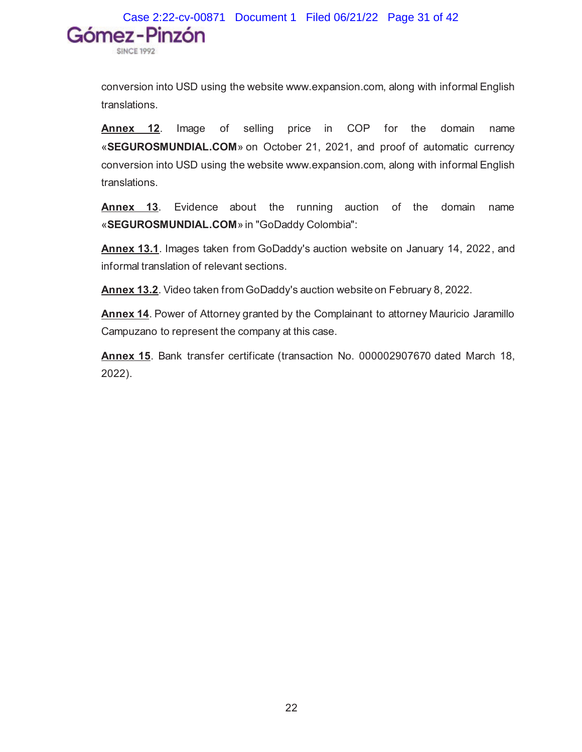conversion into USD using the website www.expansion.com, along with informal English translations.

**Annex 12**. Image of selling price in COP for the domain name «**SEGUROSMUNDIAL.COM**» on October 21, 2021, and proof of automatic currency conversion into USD using the website www.expansion.com, along with informal English translations.

**Annex 13**. Evidence about the running auction of the domain name «**SEGUROSMUNDIAL.COM**» in "GoDaddy Colombia":

**Annex 13.1**. Images taken from GoDaddy's auction website on January 14, 2022, and informal translation of relevant sections.

**Annex 13.2**. Video taken from GoDaddy's auction website on February 8, 2022.

**Annex 14**. Power of Attorney granted by the Complainant to attorney Mauricio Jaramillo Campuzano to represent the company at this case.

**Annex 15**. Bank transfer certificate (transaction No. 000002907670 dated March 18, 2022).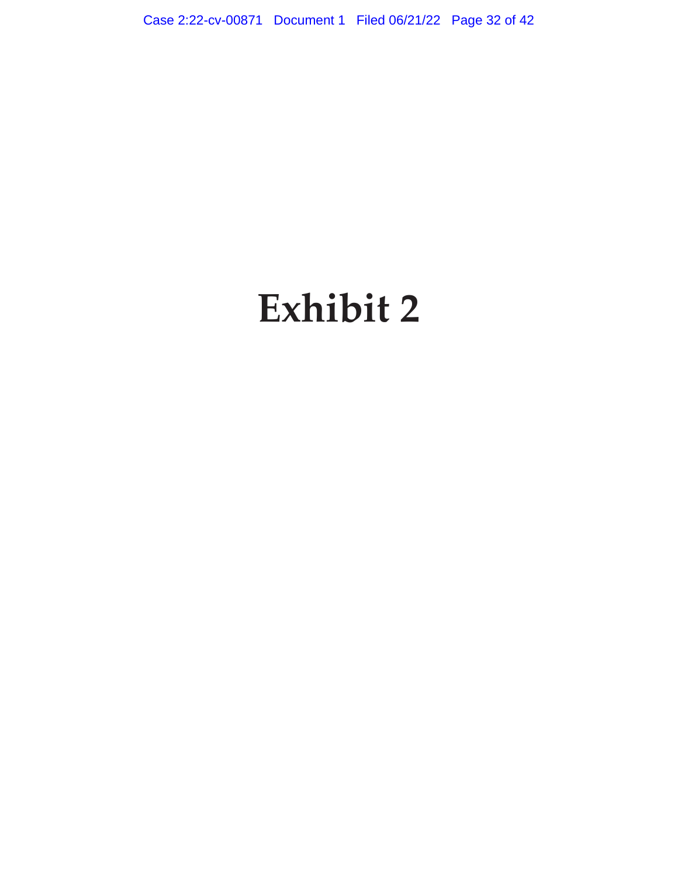# Exhibit 2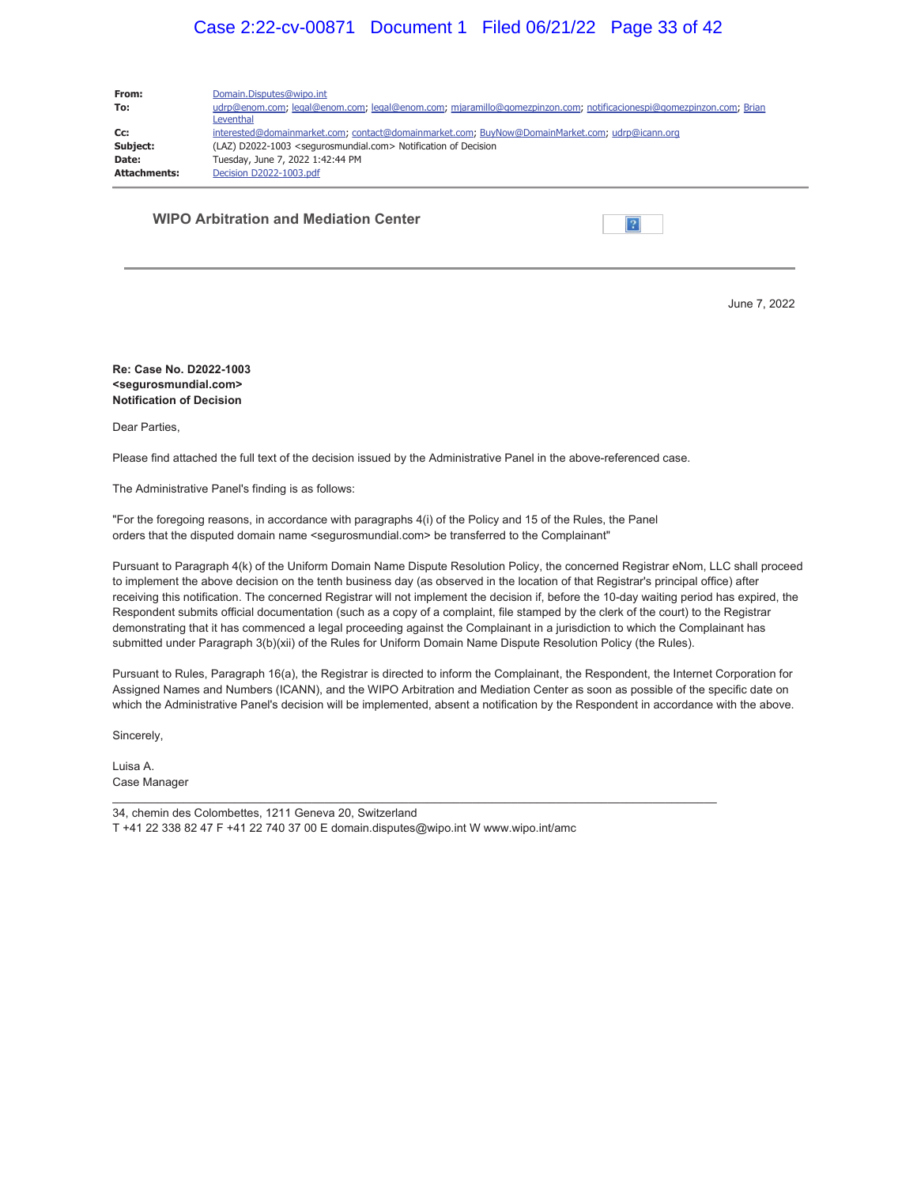| | |
|---|---|
| **From:** | Domain.Disputes@wipo.int |
| **To:** | udrp@enom.com; legal@enom.com; legal@enom.com; mjaramillo@gomezpinzon.com; notificacionespi@gomezpinzon.com; Brian Leventhal |
| **Cc:** | interested@domainmarket.com; contact@domainmarket.com; BuyNow@DomainMarket.com; udrp@icann.org |
| **Subject:** | (LAZ) D2022-1003 <segurosmundial.com> Notification of Decision |
| **Date:** | Tuesday, June 7, 2022 1:42:44 PM |
| **Attachments:** | Decision D2022-1003.pdf |

**WIPO Arbitration and Mediation Center**

June 7, 2022

**Re: Case No. D2022-1003**
**<segurosmundial.com>**
**Notification of Decision**

Dear Parties,

Please find attached the full text of the decision issued by the Administrative Panel in the above-referenced case.

The Administrative Panel's finding is as follows:

"For the foregoing reasons, in accordance with paragraphs 4(i) of the Policy and 15 of the Rules, the Panel orders that the disputed domain name <segurosmundial.com> be transferred to the Complainant"

Pursuant to Paragraph 4(k) of the Uniform Domain Name Dispute Resolution Policy, the concerned Registrar eNom, LLC shall proceed to implement the above decision on the tenth business day (as observed in the location of that Registrar's principal office) after receiving this notification. The concerned Registrar will not implement the decision if, before the 10-day waiting period has expired, the Respondent submits official documentation (such as a copy of a complaint, file stamped by the clerk of the court) to the Registrar demonstrating that it has commenced a legal proceeding against the Complainant in a jurisdiction to which the Complainant has submitted under Paragraph 3(b)(xii) of the Rules for Uniform Domain Name Dispute Resolution Policy (the Rules).

Pursuant to Rules, Paragraph 16(a), the Registrar is directed to inform the Complainant, the Respondent, the Internet Corporation for Assigned Names and Numbers (ICANN), and the WIPO Arbitration and Mediation Center as soon as possible of the specific date on which the Administrative Panel's decision will be implemented, absent a notification by the Respondent in accordance with the above.

Sincerely,

Luisa A.
Case Manager

---

34, chemin des Colombettes, 1211 Geneva 20, Switzerland
T +41 22 338 82 47 F +41 22 740 37 00 E domain.disputes@wipo.int W www.wipo.int/amc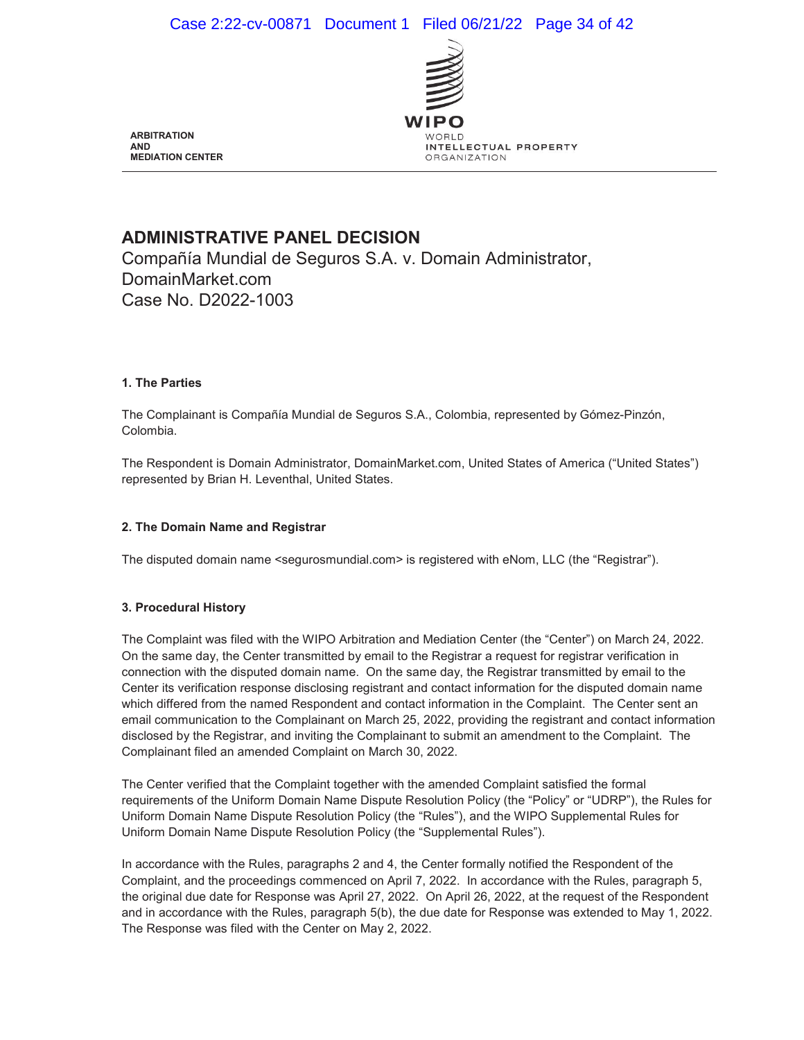ARBITRATION
AND
MEDIATION CENTER

WIPO
WORLD
INTELLECTUAL PROPERTY
ORGANIZATION

# ADMINISTRATIVE PANEL DECISION

Compañía Mundial de Seguros S.A. v. Domain Administrator, DomainMarket.com
Case No. D2022-1003

### 1. The Parties

The Complainant is Compañía Mundial de Seguros S.A., Colombia, represented by Gómez-Pinzón, Colombia.

The Respondent is Domain Administrator, DomainMarket.com, United States of America ("United States") represented by Brian H. Leventhal, United States.

### 2. The Domain Name and Registrar

The disputed domain name <segurosmundial.com> is registered with eNom, LLC (the "Registrar").

### 3. Procedural History

The Complaint was filed with the WIPO Arbitration and Mediation Center (the "Center") on March 24, 2022. On the same day, the Center transmitted by email to the Registrar a request for registrar verification in connection with the disputed domain name. On the same day, the Registrar transmitted by email to the Center its verification response disclosing registrant and contact information for the disputed domain name which differed from the named Respondent and contact information in the Complaint. The Center sent an email communication to the Complainant on March 25, 2022, providing the registrant and contact information disclosed by the Registrar, and inviting the Complainant to submit an amendment to the Complaint. The Complainant filed an amended Complaint on March 30, 2022.

The Center verified that the Complaint together with the amended Complaint satisfied the formal requirements of the Uniform Domain Name Dispute Resolution Policy (the "Policy" or "UDRP"), the Rules for Uniform Domain Name Dispute Resolution Policy (the "Rules"), and the WIPO Supplemental Rules for Uniform Domain Name Dispute Resolution Policy (the "Supplemental Rules").

In accordance with the Rules, paragraphs 2 and 4, the Center formally notified the Respondent of the Complaint, and the proceedings commenced on April 7, 2022. In accordance with the Rules, paragraph 5, the original due date for Response was April 27, 2022. On April 26, 2022, at the request of the Respondent and in accordance with the Rules, paragraph 5(b), the due date for Response was extended to May 1, 2022. The Response was filed with the Center on May 2, 2022.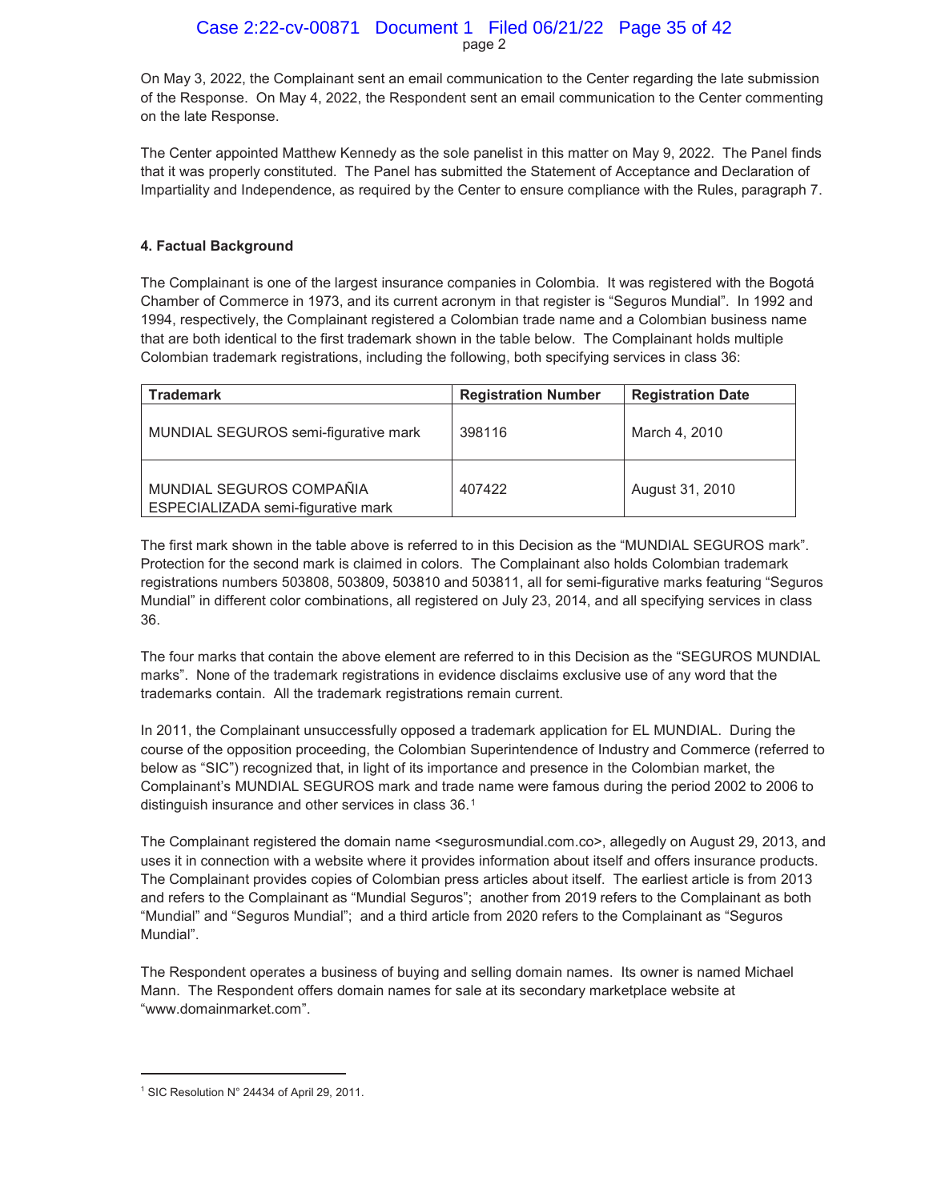On May 3, 2022, the Complainant sent an email communication to the Center regarding the late submission of the Response. On May 4, 2022, the Respondent sent an email communication to the Center commenting on the late Response.

The Center appointed Matthew Kennedy as the sole panelist in this matter on May 9, 2022. The Panel finds that it was properly constituted. The Panel has submitted the Statement of Acceptance and Declaration of Impartiality and Independence, as required by the Center to ensure compliance with the Rules, paragraph 7.

#### 4. Factual Background

The Complainant is one of the largest insurance companies in Colombia. It was registered with the Bogotá Chamber of Commerce in 1973, and its current acronym in that register is "Seguros Mundial". In 1992 and 1994, respectively, the Complainant registered a Colombian trade name and a Colombian business name that are both identical to the first trademark shown in the table below. The Complainant holds multiple Colombian trademark registrations, including the following, both specifying services in class 36:

| Trademark | Registration Number | Registration Date |
| --- | --- | --- |
| MUNDIAL SEGUROS semi-figurative mark | 398116 | March 4, 2010 |
| MUNDIAL SEGUROS COMPAÑIA ESPECIALIZADA semi-figurative mark | 407422 | August 31, 2010 |

The first mark shown in the table above is referred to in this Decision as the "MUNDIAL SEGUROS mark". Protection for the second mark is claimed in colors. The Complainant also holds Colombian trademark registrations numbers 503808, 503809, 503810 and 503811, all for semi-figurative marks featuring "Seguros Mundial" in different color combinations, all registered on July 23, 2014, and all specifying services in class 36.

The four marks that contain the above element are referred to in this Decision as the "SEGUROS MUNDIAL marks". None of the trademark registrations in evidence disclaims exclusive use of any word that the trademarks contain. All the trademark registrations remain current.

In 2011, the Complainant unsuccessfully opposed a trademark application for EL MUNDIAL. During the course of the opposition proceeding, the Colombian Superintendence of Industry and Commerce (referred to below as "SIC") recognized that, in light of its importance and presence in the Colombian market, the Complainant's MUNDIAL SEGUROS mark and trade name were famous during the period 2002 to 2006 to distinguish insurance and other services in class 36.[1]

The Complainant registered the domain name <segurosmundial.com.co>, allegedly on August 29, 2013, and uses it in connection with a website where it provides information about itself and offers insurance products. The Complainant provides copies of Colombian press articles about itself. The earliest article is from 2013 and refers to the Complainant as "Mundial Seguros"; another from 2019 refers to the Complainant as both "Mundial" and "Seguros Mundial"; and a third article from 2020 refers to the Complainant as "Seguros Mundial".

The Respondent operates a business of buying and selling domain names. Its owner is named Michael Mann. The Respondent offers domain names for sale at its secondary marketplace website at "www.domainmarket.com".

---

[1] SIC Resolution N° 24434 of April 29, 2011.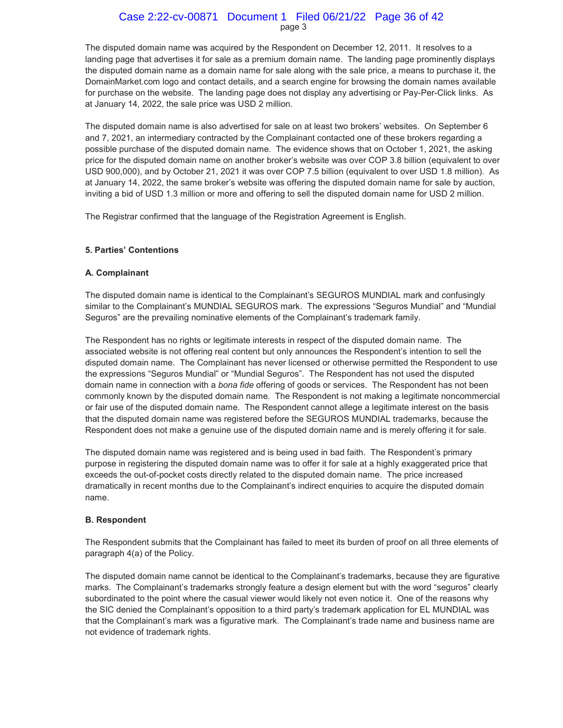The disputed domain name was acquired by the Respondent on December 12, 2011. It resolves to a landing page that advertises it for sale as a premium domain name. The landing page prominently displays the disputed domain name as a domain name for sale along with the sale price, a means to purchase it, the DomainMarket.com logo and contact details, and a search engine for browsing the domain names available for purchase on the website. The landing page does not display any advertising or Pay-Per-Click links. As at January 14, 2022, the sale price was USD 2 million.

The disputed domain name is also advertised for sale on at least two brokers' websites. On September 6 and 7, 2021, an intermediary contracted by the Complainant contacted one of these brokers regarding a possible purchase of the disputed domain name. The evidence shows that on October 1, 2021, the asking price for the disputed domain name on another broker's website was over COP 3.8 billion (equivalent to over USD 900,000), and by October 21, 2021 it was over COP 7.5 billion (equivalent to over USD 1.8 million). As at January 14, 2022, the same broker's website was offering the disputed domain name for sale by auction, inviting a bid of USD 1.3 million or more and offering to sell the disputed domain name for USD 2 million.

The Registrar confirmed that the language of the Registration Agreement is English.

**5. Parties' Contentions**

**A. Complainant**

The disputed domain name is identical to the Complainant's SEGUROS MUNDIAL mark and confusingly similar to the Complainant's MUNDIAL SEGUROS mark. The expressions "Seguros Mundial" and "Mundial Seguros" are the prevailing nominative elements of the Complainant's trademark family.

The Respondent has no rights or legitimate interests in respect of the disputed domain name. The associated website is not offering real content but only announces the Respondent's intention to sell the disputed domain name. The Complainant has never licensed or otherwise permitted the Respondent to use the expressions "Seguros Mundial" or "Mundial Seguros". The Respondent has not used the disputed domain name in connection with a *bona fide* offering of goods or services. The Respondent has not been commonly known by the disputed domain name. The Respondent is not making a legitimate noncommercial or fair use of the disputed domain name. The Respondent cannot allege a legitimate interest on the basis that the disputed domain name was registered before the SEGUROS MUNDIAL trademarks, because the Respondent does not make a genuine use of the disputed domain name and is merely offering it for sale.

The disputed domain name was registered and is being used in bad faith. The Respondent's primary purpose in registering the disputed domain name was to offer it for sale at a highly exaggerated price that exceeds the out-of-pocket costs directly related to the disputed domain name. The price increased dramatically in recent months due to the Complainant's indirect enquiries to acquire the disputed domain name.

**B. Respondent**

The Respondent submits that the Complainant has failed to meet its burden of proof on all three elements of paragraph 4(a) of the Policy.

The disputed domain name cannot be identical to the Complainant's trademarks, because they are figurative marks. The Complainant's trademarks strongly feature a design element but with the word "seguros" clearly subordinated to the point where the casual viewer would likely not even notice it. One of the reasons why the SIC denied the Complainant's opposition to a third party's trademark application for EL MUNDIAL was that the Complainant's mark was a figurative mark. The Complainant's trade name and business name are not evidence of trademark rights.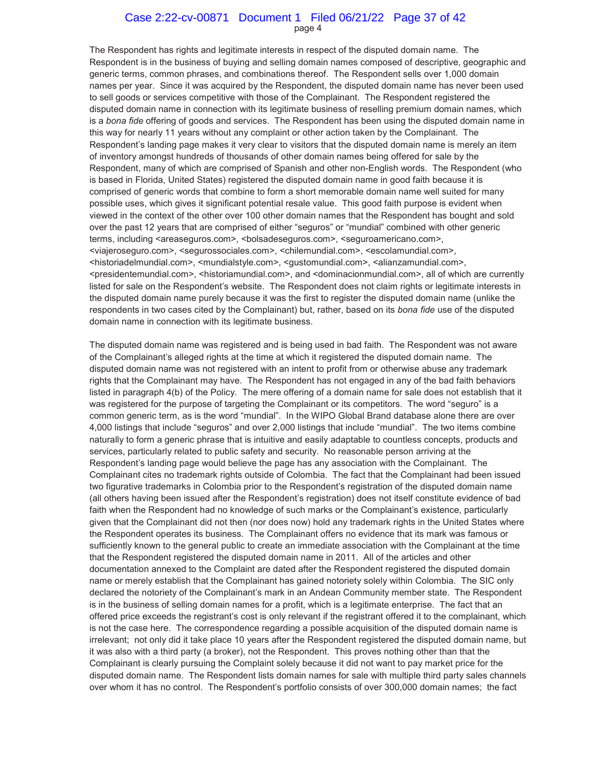The Respondent has rights and legitimate interests in respect of the disputed domain name. The Respondent is in the business of buying and selling domain names composed of descriptive, geographic and generic terms, common phrases, and combinations thereof. The Respondent sells over 1,000 domain names per year. Since it was acquired by the Respondent, the disputed domain name has never been used to sell goods or services competitive with those of the Complainant. The Respondent registered the disputed domain name in connection with its legitimate business of reselling premium domain names, which is a *bona fide* offering of goods and services. The Respondent has been using the disputed domain name in this way for nearly 11 years without any complaint or other action taken by the Complainant. The Respondent's landing page makes it very clear to visitors that the disputed domain name is merely an item of inventory amongst hundreds of thousands of other domain names being offered for sale by the Respondent, many of which are comprised of Spanish and other non-English words. The Respondent (who is based in Florida, United States) registered the disputed domain name in good faith because it is comprised of generic words that combine to form a short memorable domain name well suited for many possible uses, which gives it significant potential resale value. This good faith purpose is evident when viewed in the context of the other over 100 other domain names that the Respondent has bought and sold over the past 12 years that are comprised of either "seguros" or "mundial" combined with other generic terms, including <areaseguros.com>, <bolsadeseguros.com>, <seguroamericano.com>, <viajeroseguro.com>, <segurossociales.com>, <chilemundial.com>, <escolamundial.com>, <historiadelmundial.com>, <mundialstyle.com>, <gustomundial.com>, <alianzamundial.com>, <presidentemundial.com>, <historiamundial.com>, and <dominacionmundial.com>, all of which are currently listed for sale on the Respondent's website. The Respondent does not claim rights or legitimate interests in the disputed domain name purely because it was the first to register the disputed domain name (unlike the respondents in two cases cited by the Complainant) but, rather, based on its *bona fide* use of the disputed domain name in connection with its legitimate business.

The disputed domain name was registered and is being used in bad faith. The Respondent was not aware of the Complainant's alleged rights at the time at which it registered the disputed domain name. The disputed domain name was not registered with an intent to profit from or otherwise abuse any trademark rights that the Complainant may have. The Respondent has not engaged in any of the bad faith behaviors listed in paragraph 4(b) of the Policy. The mere offering of a domain name for sale does not establish that it was registered for the purpose of targeting the Complainant or its competitors. The word "seguro" is a common generic term, as is the word "mundial". In the WIPO Global Brand database alone there are over 4,000 listings that include "seguros" and over 2,000 listings that include "mundial". The two items combine naturally to form a generic phrase that is intuitive and easily adaptable to countless concepts, products and services, particularly related to public safety and security. No reasonable person arriving at the Respondent's landing page would believe the page has any association with the Complainant. The Complainant cites no trademark rights outside of Colombia. The fact that the Complainant had been issued two figurative trademarks in Colombia prior to the Respondent's registration of the disputed domain name (all others having been issued after the Respondent's registration) does not itself constitute evidence of bad faith when the Respondent had no knowledge of such marks or the Complainant's existence, particularly given that the Complainant did not then (nor does now) hold any trademark rights in the United States where the Respondent operates its business. The Complainant offers no evidence that its mark was famous or sufficiently known to the general public to create an immediate association with the Complainant at the time that the Respondent registered the disputed domain name in 2011. All of the articles and other documentation annexed to the Complaint are dated after the Respondent registered the disputed domain name or merely establish that the Complainant has gained notoriety solely within Colombia. The SIC only declared the notoriety of the Complainant's mark in an Andean Community member state. The Respondent is in the business of selling domain names for a profit, which is a legitimate enterprise. The fact that an offered price exceeds the registrant's cost is only relevant if the registrant offered it to the complainant, which is not the case here. The correspondence regarding a possible acquisition of the disputed domain name is irrelevant; not only did it take place 10 years after the Respondent registered the disputed domain name, but it was also with a third party (a broker), not the Respondent. This proves nothing other than that the Complainant is clearly pursuing the Complaint solely because it did not want to pay market price for the disputed domain name. The Respondent lists domain names for sale with multiple third party sales channels over whom it has no control. The Respondent's portfolio consists of over 300,000 domain names; the fact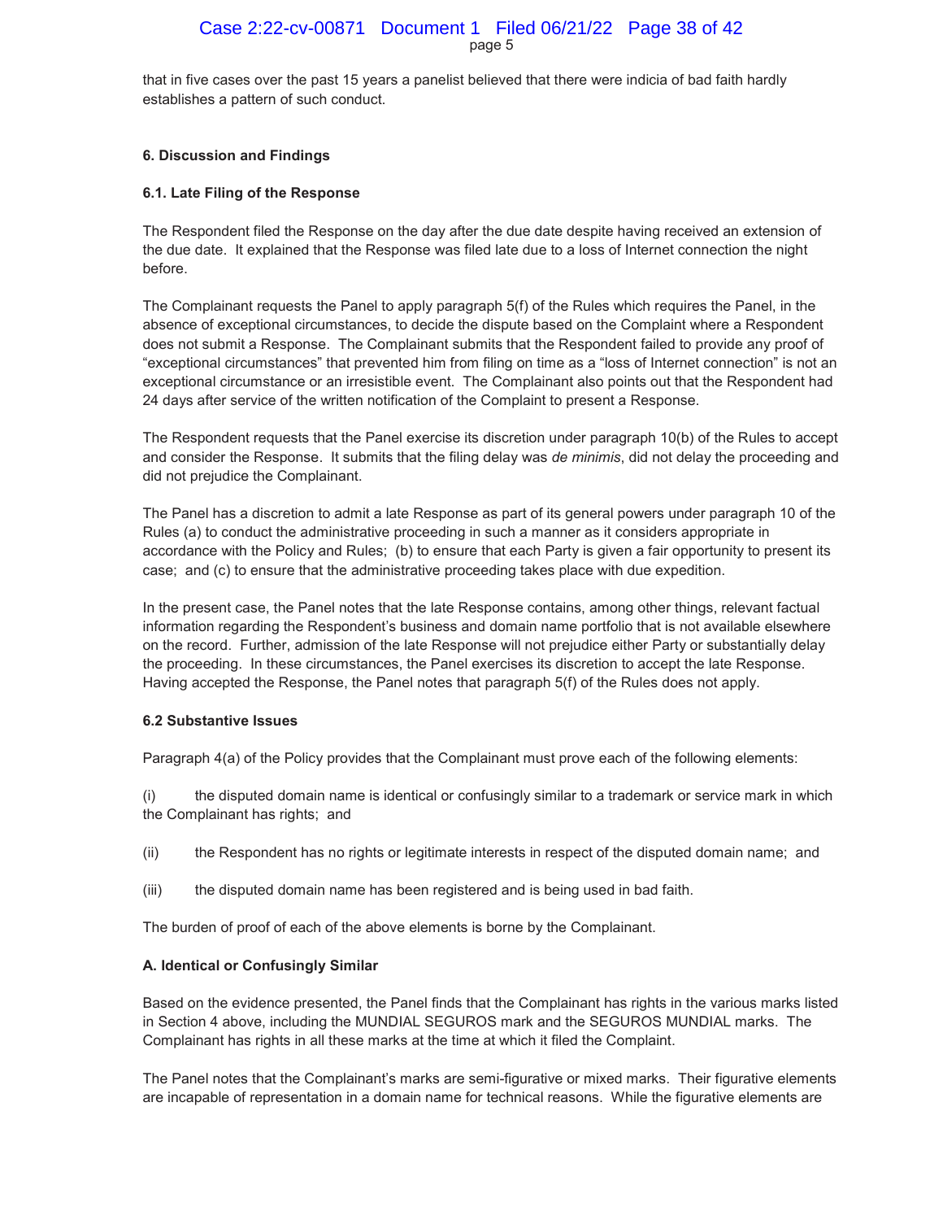that in five cases over the past 15 years a panelist believed that there were indicia of bad faith hardly establishes a pattern of such conduct.

**6. Discussion and Findings**

**6.1. Late Filing of the Response**

The Respondent filed the Response on the day after the due date despite having received an extension of the due date. It explained that the Response was filed late due to a loss of Internet connection the night before.

The Complainant requests the Panel to apply paragraph 5(f) of the Rules which requires the Panel, in the absence of exceptional circumstances, to decide the dispute based on the Complaint where a Respondent does not submit a Response. The Complainant submits that the Respondent failed to provide any proof of "exceptional circumstances" that prevented him from filing on time as a "loss of Internet connection" is not an exceptional circumstance or an irresistible event. The Complainant also points out that the Respondent had 24 days after service of the written notification of the Complaint to present a Response.

The Respondent requests that the Panel exercise its discretion under paragraph 10(b) of the Rules to accept and consider the Response. It submits that the filing delay was *de minimis*, did not delay the proceeding and did not prejudice the Complainant.

The Panel has a discretion to admit a late Response as part of its general powers under paragraph 10 of the Rules (a) to conduct the administrative proceeding in such a manner as it considers appropriate in accordance with the Policy and Rules; (b) to ensure that each Party is given a fair opportunity to present its case; and (c) to ensure that the administrative proceeding takes place with due expedition.

In the present case, the Panel notes that the late Response contains, among other things, relevant factual information regarding the Respondent's business and domain name portfolio that is not available elsewhere on the record. Further, admission of the late Response will not prejudice either Party or substantially delay the proceeding. In these circumstances, the Panel exercises its discretion to accept the late Response. Having accepted the Response, the Panel notes that paragraph 5(f) of the Rules does not apply.

**6.2 Substantive Issues**

Paragraph 4(a) of the Policy provides that the Complainant must prove each of the following elements:

(i) the disputed domain name is identical or confusingly similar to a trademark or service mark in which the Complainant has rights; and

(ii) the Respondent has no rights or legitimate interests in respect of the disputed domain name; and

(iii) the disputed domain name has been registered and is being used in bad faith.

The burden of proof of each of the above elements is borne by the Complainant.

**A. Identical or Confusingly Similar**

Based on the evidence presented, the Panel finds that the Complainant has rights in the various marks listed in Section 4 above, including the MUNDIAL SEGUROS mark and the SEGUROS MUNDIAL marks. The Complainant has rights in all these marks at the time at which it filed the Complaint.

The Panel notes that the Complainant's marks are semi-figurative or mixed marks. Their figurative elements are incapable of representation in a domain name for technical reasons. While the figurative elements are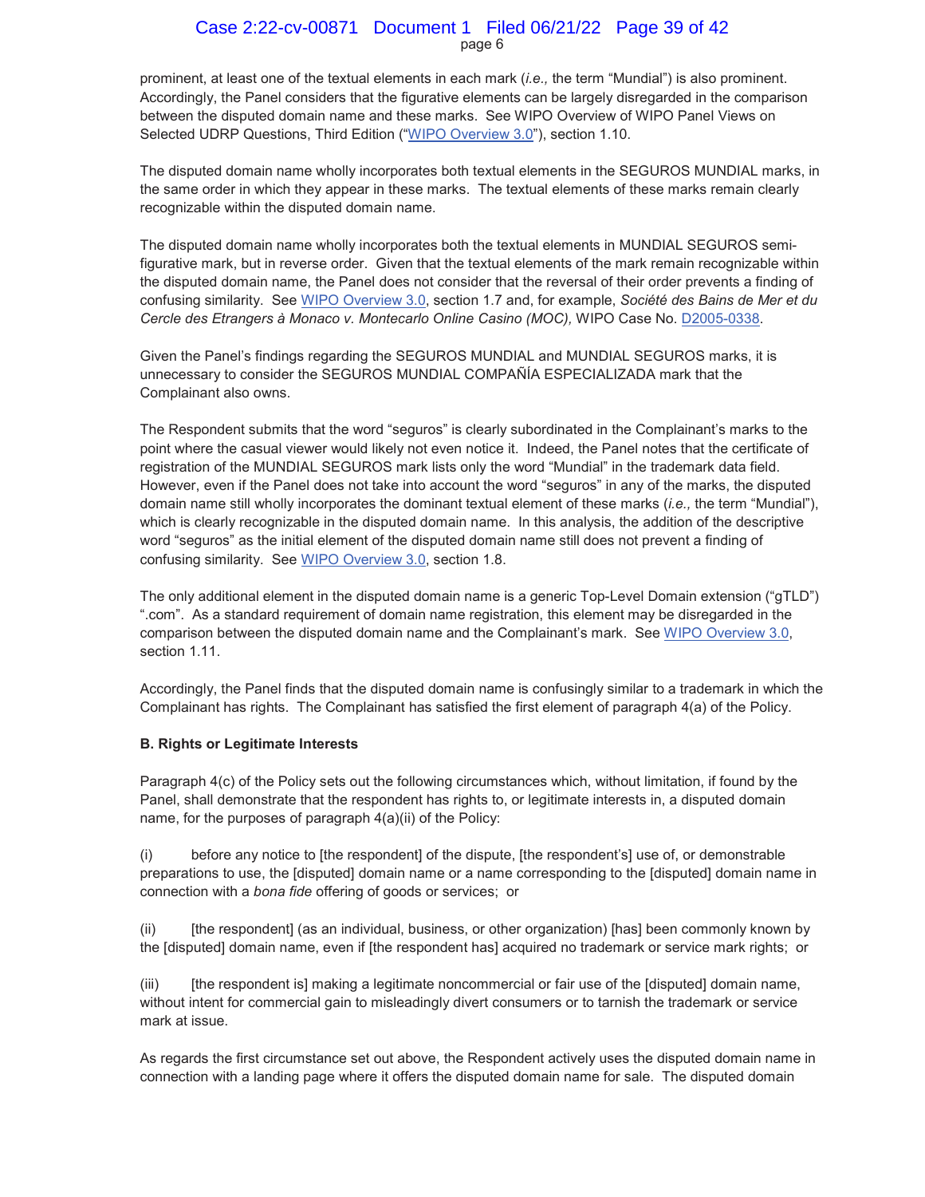prominent, at least one of the textual elements in each mark (*i.e.,* the term "Mundial") is also prominent. Accordingly, the Panel considers that the figurative elements can be largely disregarded in the comparison between the disputed domain name and these marks. See WIPO Overview of WIPO Panel Views on Selected UDRP Questions, Third Edition ("WIPO Overview 3.0"), section 1.10.

The disputed domain name wholly incorporates both textual elements in the SEGUROS MUNDIAL marks, in the same order in which they appear in these marks. The textual elements of these marks remain clearly recognizable within the disputed domain name.

The disputed domain name wholly incorporates both the textual elements in MUNDIAL SEGUROS semi-figurative mark, but in reverse order. Given that the textual elements of the mark remain recognizable within the disputed domain name, the Panel does not consider that the reversal of their order prevents a finding of confusing similarity. See WIPO Overview 3.0, section 1.7 and, for example, *Société des Bains de Mer et du Cercle des Etrangers à Monaco v. Montecarlo Online Casino (MOC),* WIPO Case No. D2005-0338.

Given the Panel's findings regarding the SEGUROS MUNDIAL and MUNDIAL SEGUROS marks, it is unnecessary to consider the SEGUROS MUNDIAL COMPAÑÍA ESPECIALIZADA mark that the Complainant also owns.

The Respondent submits that the word "seguros" is clearly subordinated in the Complainant's marks to the point where the casual viewer would likely not even notice it. Indeed, the Panel notes that the certificate of registration of the MUNDIAL SEGUROS mark lists only the word "Mundial" in the trademark data field. However, even if the Panel does not take into account the word "seguros" in any of the marks, the disputed domain name still wholly incorporates the dominant textual element of these marks (*i.e.,* the term "Mundial"), which is clearly recognizable in the disputed domain name. In this analysis, the addition of the descriptive word "seguros" as the initial element of the disputed domain name still does not prevent a finding of confusing similarity. See WIPO Overview 3.0, section 1.8.

The only additional element in the disputed domain name is a generic Top-Level Domain extension ("gTLD") ".com". As a standard requirement of domain name registration, this element may be disregarded in the comparison between the disputed domain name and the Complainant's mark. See WIPO Overview 3.0, section 1.11.

Accordingly, the Panel finds that the disputed domain name is confusingly similar to a trademark in which the Complainant has rights. The Complainant has satisfied the first element of paragraph 4(a) of the Policy.

**B. Rights or Legitimate Interests**

Paragraph 4(c) of the Policy sets out the following circumstances which, without limitation, if found by the Panel, shall demonstrate that the respondent has rights to, or legitimate interests in, a disputed domain name, for the purposes of paragraph 4(a)(ii) of the Policy:

(i) before any notice to [the respondent] of the dispute, [the respondent's] use of, or demonstrable preparations to use, the [disputed] domain name or a name corresponding to the [disputed] domain name in connection with a *bona fide* offering of goods or services; or

(ii) [the respondent] (as an individual, business, or other organization) [has] been commonly known by the [disputed] domain name, even if [the respondent has] acquired no trademark or service mark rights; or

(iii) [the respondent is] making a legitimate noncommercial or fair use of the [disputed] domain name, without intent for commercial gain to misleadingly divert consumers or to tarnish the trademark or service mark at issue.

As regards the first circumstance set out above, the Respondent actively uses the disputed domain name in connection with a landing page where it offers the disputed domain name for sale. The disputed domain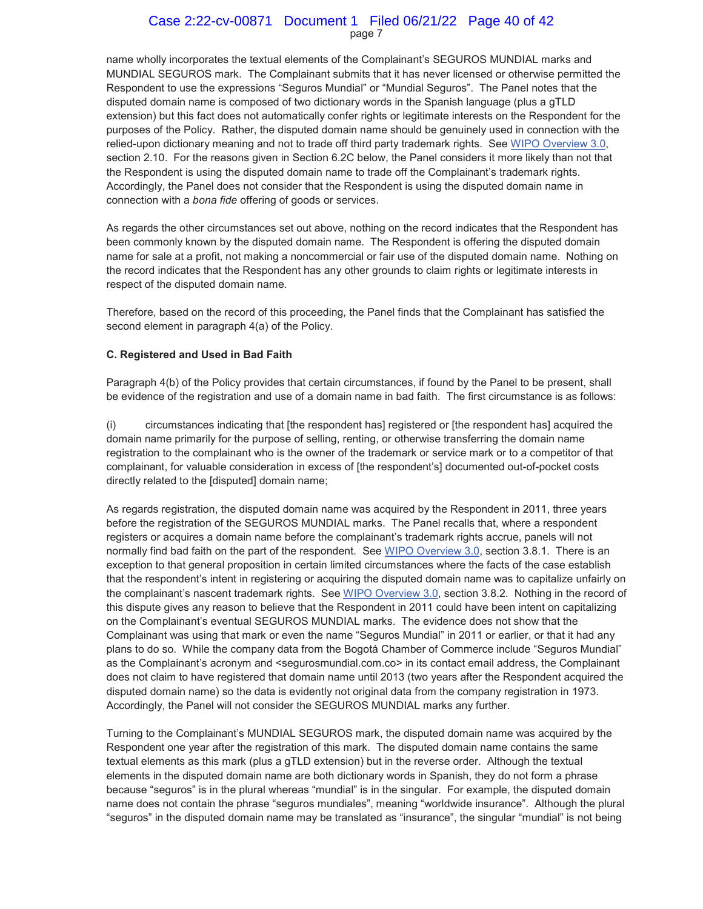name wholly incorporates the textual elements of the Complainant's SEGUROS MUNDIAL marks and MUNDIAL SEGUROS mark. The Complainant submits that it has never licensed or otherwise permitted the Respondent to use the expressions "Seguros Mundial" or "Mundial Seguros". The Panel notes that the disputed domain name is composed of two dictionary words in the Spanish language (plus a gTLD extension) but this fact does not automatically confer rights or legitimate interests on the Respondent for the purposes of the Policy. Rather, the disputed domain name should be genuinely used in connection with the relied-upon dictionary meaning and not to trade off third party trademark rights. See WIPO Overview 3.0, section 2.10. For the reasons given in Section 6.2C below, the Panel considers it more likely than not that the Respondent is using the disputed domain name to trade off the Complainant's trademark rights. Accordingly, the Panel does not consider that the Respondent is using the disputed domain name in connection with a *bona fide* offering of goods or services.

As regards the other circumstances set out above, nothing on the record indicates that the Respondent has been commonly known by the disputed domain name. The Respondent is offering the disputed domain name for sale at a profit, not making a noncommercial or fair use of the disputed domain name. Nothing on the record indicates that the Respondent has any other grounds to claim rights or legitimate interests in respect of the disputed domain name.

Therefore, based on the record of this proceeding, the Panel finds that the Complainant has satisfied the second element in paragraph 4(a) of the Policy.

**C. Registered and Used in Bad Faith**

Paragraph 4(b) of the Policy provides that certain circumstances, if found by the Panel to be present, shall be evidence of the registration and use of a domain name in bad faith. The first circumstance is as follows:

(i) circumstances indicating that [the respondent has] registered or [the respondent has] acquired the domain name primarily for the purpose of selling, renting, or otherwise transferring the domain name registration to the complainant who is the owner of the trademark or service mark or to a competitor of that complainant, for valuable consideration in excess of [the respondent's] documented out-of-pocket costs directly related to the [disputed] domain name;

As regards registration, the disputed domain name was acquired by the Respondent in 2011, three years before the registration of the SEGUROS MUNDIAL marks. The Panel recalls that, where a respondent registers or acquires a domain name before the complainant's trademark rights accrue, panels will not normally find bad faith on the part of the respondent. See WIPO Overview 3.0, section 3.8.1. There is an exception to that general proposition in certain limited circumstances where the facts of the case establish that the respondent's intent in registering or acquiring the disputed domain name was to capitalize unfairly on the complainant's nascent trademark rights. See WIPO Overview 3.0, section 3.8.2. Nothing in the record of this dispute gives any reason to believe that the Respondent in 2011 could have been intent on capitalizing on the Complainant's eventual SEGUROS MUNDIAL marks. The evidence does not show that the Complainant was using that mark or even the name "Seguros Mundial" in 2011 or earlier, or that it had any plans to do so. While the company data from the Bogotá Chamber of Commerce include "Seguros Mundial" as the Complainant's acronym and <segurosmundial.com.co> in its contact email address, the Complainant does not claim to have registered that domain name until 2013 (two years after the Respondent acquired the disputed domain name) so the data is evidently not original data from the company registration in 1973. Accordingly, the Panel will not consider the SEGUROS MUNDIAL marks any further.

Turning to the Complainant's MUNDIAL SEGUROS mark, the disputed domain name was acquired by the Respondent one year after the registration of this mark. The disputed domain name contains the same textual elements as this mark (plus a gTLD extension) but in the reverse order. Although the textual elements in the disputed domain name are both dictionary words in Spanish, they do not form a phrase because "seguros" is in the plural whereas "mundial" is in the singular. For example, the disputed domain name does not contain the phrase "seguros mundiales", meaning "worldwide insurance". Although the plural "seguros" in the disputed domain name may be translated as "insurance", the singular "mundial" is not being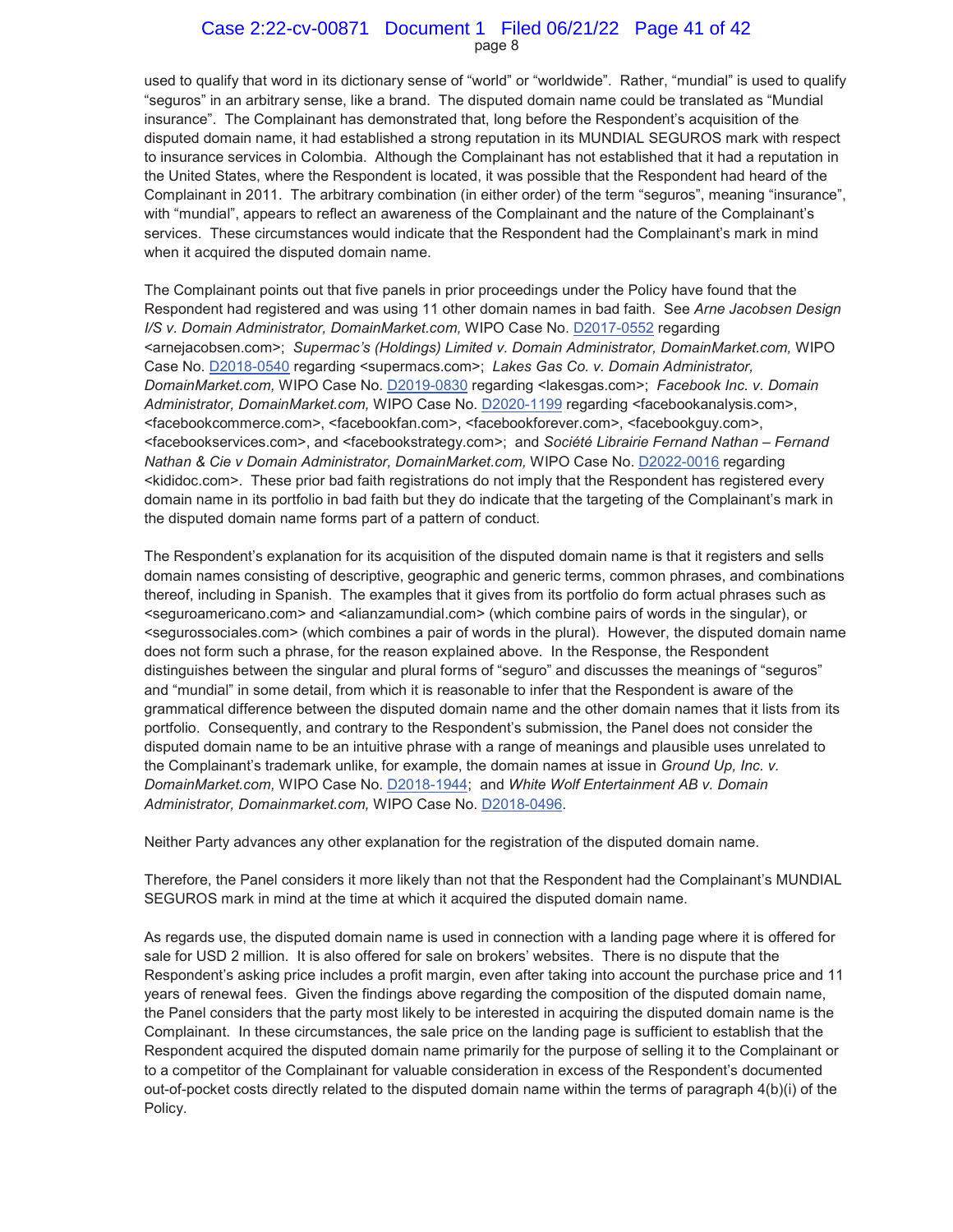used to qualify that word in its dictionary sense of "world" or "worldwide". Rather, "mundial" is used to qualify "seguros" in an arbitrary sense, like a brand. The disputed domain name could be translated as "Mundial insurance". The Complainant has demonstrated that, long before the Respondent's acquisition of the disputed domain name, it had established a strong reputation in its MUNDIAL SEGUROS mark with respect to insurance services in Colombia. Although the Complainant has not established that it had a reputation in the United States, where the Respondent is located, it was possible that the Respondent had heard of the Complainant in 2011. The arbitrary combination (in either order) of the term "seguros", meaning "insurance", with "mundial", appears to reflect an awareness of the Complainant and the nature of the Complainant's services. These circumstances would indicate that the Respondent had the Complainant's mark in mind when it acquired the disputed domain name.

The Complainant points out that five panels in prior proceedings under the Policy have found that the Respondent had registered and was using 11 other domain names in bad faith. See *Arne Jacobsen Design I/S v. Domain Administrator, DomainMarket.com,* WIPO Case No. D2017-0552 regarding <arnejacobsen.com>; *Supermac's (Holdings) Limited v. Domain Administrator, DomainMarket.com,* WIPO Case No. D2018-0540 regarding <supermacs.com>; *Lakes Gas Co. v. Domain Administrator, DomainMarket.com,* WIPO Case No. D2019-0830 regarding <lakesgas.com>; *Facebook Inc. v. Domain Administrator, DomainMarket.com,* WIPO Case No. D2020-1199 regarding <facebookanalysis.com>, <facebookcommerce.com>, <facebookfan.com>, <facebookforever.com>, <facebookguy.com>, <facebookservices.com>, and <facebookstrategy.com>; and *Société Librairie Fernand Nathan – Fernand Nathan & Cie v Domain Administrator, DomainMarket.com,* WIPO Case No. D2022-0016 regarding <kididoc.com>. These prior bad faith registrations do not imply that the Respondent has registered every domain name in its portfolio in bad faith but they do indicate that the targeting of the Complainant's mark in the disputed domain name forms part of a pattern of conduct.

The Respondent's explanation for its acquisition of the disputed domain name is that it registers and sells domain names consisting of descriptive, geographic and generic terms, common phrases, and combinations thereof, including in Spanish. The examples that it gives from its portfolio do form actual phrases such as <seguroamericano.com> and <alianzamundial.com> (which combine pairs of words in the singular), or <segurossociales.com> (which combines a pair of words in the plural). However, the disputed domain name does not form such a phrase, for the reason explained above. In the Response, the Respondent distinguishes between the singular and plural forms of "seguro" and discusses the meanings of "seguros" and "mundial" in some detail, from which it is reasonable to infer that the Respondent is aware of the grammatical difference between the disputed domain name and the other domain names that it lists from its portfolio. Consequently, and contrary to the Respondent's submission, the Panel does not consider the disputed domain name to be an intuitive phrase with a range of meanings and plausible uses unrelated to the Complainant's trademark unlike, for example, the domain names at issue in *Ground Up, Inc. v. DomainMarket.com,* WIPO Case No. D2018-1944; and *White Wolf Entertainment AB v. Domain Administrator, Domainmarket.com,* WIPO Case No. D2018-0496.

Neither Party advances any other explanation for the registration of the disputed domain name.

Therefore, the Panel considers it more likely than not that the Respondent had the Complainant's MUNDIAL SEGUROS mark in mind at the time at which it acquired the disputed domain name.

As regards use, the disputed domain name is used in connection with a landing page where it is offered for sale for USD 2 million. It is also offered for sale on brokers' websites. There is no dispute that the Respondent's asking price includes a profit margin, even after taking into account the purchase price and 11 years of renewal fees. Given the findings above regarding the composition of the disputed domain name, the Panel considers that the party most likely to be interested in acquiring the disputed domain name is the Complainant. In these circumstances, the sale price on the landing page is sufficient to establish that the Respondent acquired the disputed domain name primarily for the purpose of selling it to the Complainant or to a competitor of the Complainant for valuable consideration in excess of the Respondent's documented out-of-pocket costs directly related to the disputed domain name within the terms of paragraph 4(b)(i) of the Policy.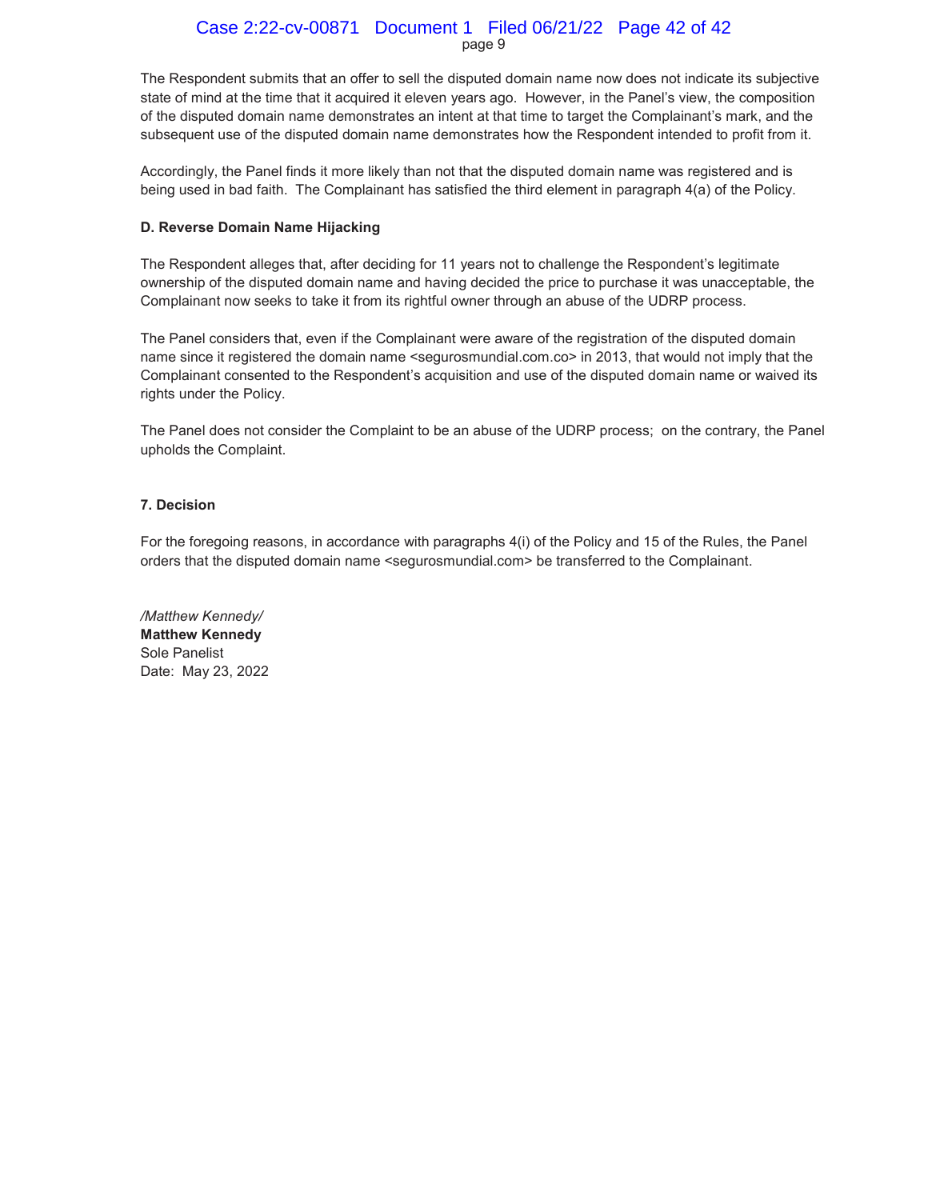The Respondent submits that an offer to sell the disputed domain name now does not indicate its subjective state of mind at the time that it acquired it eleven years ago. However, in the Panel's view, the composition of the disputed domain name demonstrates an intent at that time to target the Complainant's mark, and the subsequent use of the disputed domain name demonstrates how the Respondent intended to profit from it.

Accordingly, the Panel finds it more likely than not that the disputed domain name was registered and is being used in bad faith. The Complainant has satisfied the third element in paragraph 4(a) of the Policy.

### D. Reverse Domain Name Hijacking

The Respondent alleges that, after deciding for 11 years not to challenge the Respondent's legitimate ownership of the disputed domain name and having decided the price to purchase it was unacceptable, the Complainant now seeks to take it from its rightful owner through an abuse of the UDRP process.

The Panel considers that, even if the Complainant were aware of the registration of the disputed domain name since it registered the domain name <segurosmundial.com.co> in 2013, that would not imply that the Complainant consented to the Respondent's acquisition and use of the disputed domain name or waived its rights under the Policy.

The Panel does not consider the Complaint to be an abuse of the UDRP process; on the contrary, the Panel upholds the Complaint.

## 7. Decision

For the foregoing reasons, in accordance with paragraphs 4(i) of the Policy and 15 of the Rules, the Panel orders that the disputed domain name <segurosmundial.com> be transferred to the Complainant.

*/Matthew Kennedy/*
**Matthew Kennedy**
Sole Panelist
Date: May 23, 2022